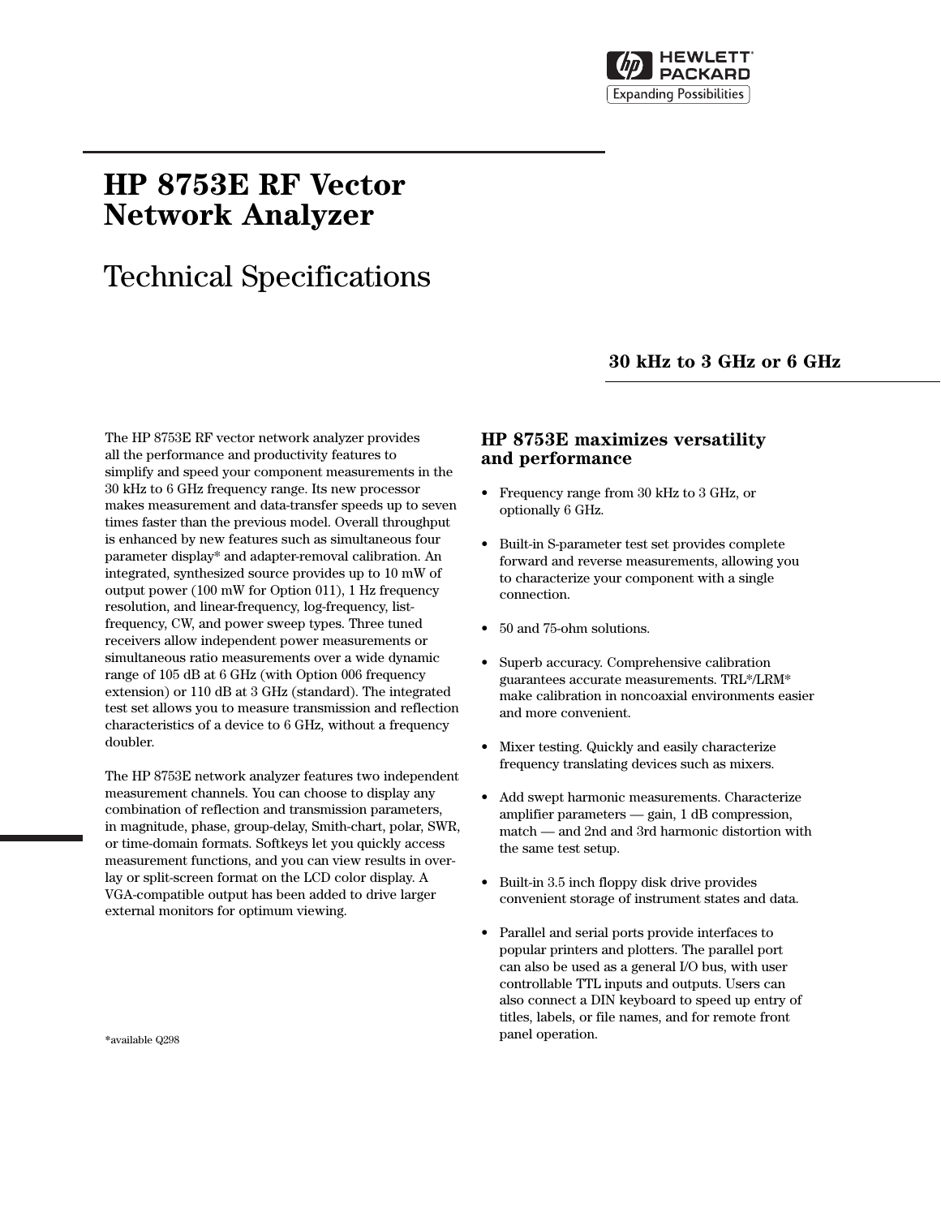# HP 8753E RF Vector Network Analyzer

## Technical Specifications

**30 kHz to 3 GHz or 6 GHz**

The HP 8753E RF vector network analyzer provides all the performance and productivity features to simplify and speed your component measurements in the 30 kHz to 6 GHz frequency range. Its new processor makes measurement and data-transfer speeds up to seven times faster than the previous model. Overall throughput is enhanced by new features such as simultaneous four parameter display* and adapter-removal calibration. An integrated, synthesized source provides up to 10 mW of output power (100 mW for Option 011), 1 Hz frequency resolution, and linear-frequency, log-frequency, list-frequency, CW, and power sweep types. Three tuned receivers allow independent power measurements or simultaneous ratio measurements over a wide dynamic range of 105 dB at 6 GHz (with Option 006 frequency extension) or 110 dB at 3 GHz (standard). The integrated test set allows you to measure transmission and reflection characteristics of a device to 6 GHz, without a frequency doubler.

The HP 8753E network analyzer features two independent measurement channels. You can choose to display any combination of reflection and transmission parameters, in magnitude, phase, group-delay, Smith-chart, polar, SWR, or time-domain formats. Softkeys let you quickly access measurement functions, and you can view results in overlay or split-screen format on the LCD color display. A VGA-compatible output has been added to drive larger external monitors for optimum viewing.

*available Q298

### HP 8753E maximizes versatility and performance

- Frequency range from 30 kHz to 3 GHz, or optionally 6 GHz.
- Built-in S-parameter test set provides complete forward and reverse measurements, allowing you to characterize your component with a single connection.
- 50 and 75-ohm solutions.
- Superb accuracy. Comprehensive calibration guarantees accurate measurements. TRL*/LRM* make calibration in noncoaxial environments easier and more convenient.
- Mixer testing. Quickly and easily characterize frequency translating devices such as mixers.
- Add swept harmonic measurements. Characterize amplifier parameters — gain, 1 dB compression, match — and 2nd and 3rd harmonic distortion with the same test setup.
- Built-in 3.5 inch floppy disk drive provides convenient storage of instrument states and data.
- Parallel and serial ports provide interfaces to popular printers and plotters. The parallel port can also be used as a general I/O bus, with user controllable TTL inputs and outputs. Users can also connect a DIN keyboard to speed up entry of titles, labels, or file names, and for remote front panel operation.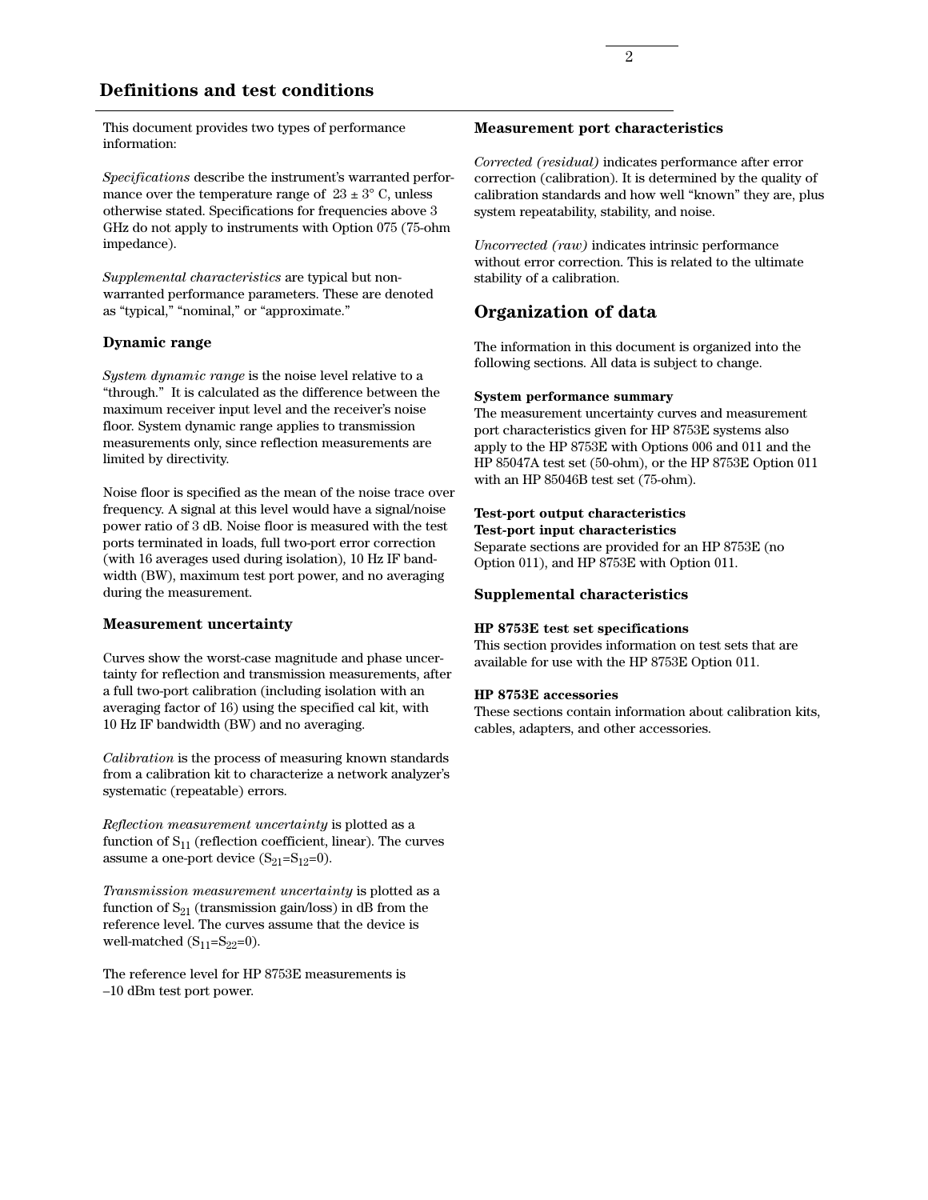## Definitions and test conditions

This document provides two types of performance information:

*Specifications* describe the instrument's warranted performance over the temperature range of 23 ± 3° C, unless otherwise stated. Specifications for frequencies above 3 GHz do not apply to instruments with Option 075 (75-ohm impedance).

*Supplemental characteristics* are typical but non-warranted performance parameters. These are denoted as "typical," "nominal," or "approximate."

### Dynamic range

*System dynamic range* is the noise level relative to a "through." It is calculated as the difference between the maximum receiver input level and the receiver's noise floor. System dynamic range applies to transmission measurements only, since reflection measurements are limited by directivity.

Noise floor is specified as the mean of the noise trace over frequency. A signal at this level would have a signal/noise power ratio of 3 dB. Noise floor is measured with the test ports terminated in loads, full two-port error correction (with 16 averages used during isolation), 10 Hz IF bandwidth (BW), maximum test port power, and no averaging during the measurement.

### Measurement uncertainty

Curves show the worst-case magnitude and phase uncertainty for reflection and transmission measurements, after a full two-port calibration (including isolation with an averaging factor of 16) using the specified cal kit, with 10 Hz IF bandwidth (BW) and no averaging.

*Calibration* is the process of measuring known standards from a calibration kit to characterize a network analyzer's systematic (repeatable) errors.

*Reflection measurement uncertainty* is plotted as a function of $S_{11}$ (reflection coefficient, linear). The curves assume a one-port device ($S_{21}$=$S_{12}$=0).

*Transmission measurement uncertainty* is plotted as a function of $S_{21}$ (transmission gain/loss) in dB from the reference level. The curves assume that the device is well-matched ($S_{11}$=$S_{22}$=0).

The reference level for HP 8753E measurements is –10 dBm test port power.

### Measurement port characteristics

*Corrected (residual)* indicates performance after error correction (calibration). It is determined by the quality of calibration standards and how well "known" they are, plus system repeatability, stability, and noise.

*Uncorrected (raw)* indicates intrinsic performance without error correction. This is related to the ultimate stability of a calibration.

## Organization of data

The information in this document is organized into the following sections. All data is subject to change.

**System performance summary**
The measurement uncertainty curves and measurement port characteristics given for HP 8753E systems also apply to the HP 8753E with Options 006 and 011 and the HP 85047A test set (50-ohm), or the HP 8753E Option 011 with an HP 85046B test set (75-ohm).

**Test-port output characteristics**
**Test-port input characteristics**
Separate sections are provided for an HP 8753E (no Option 011), and HP 8753E with Option 011.

### Supplemental characteristics

**HP 8753E test set specifications**
This section provides information on test sets that are available for use with the HP 8753E Option 011.

**HP 8753E accessories**
These sections contain information about calibration kits, cables, adapters, and other accessories.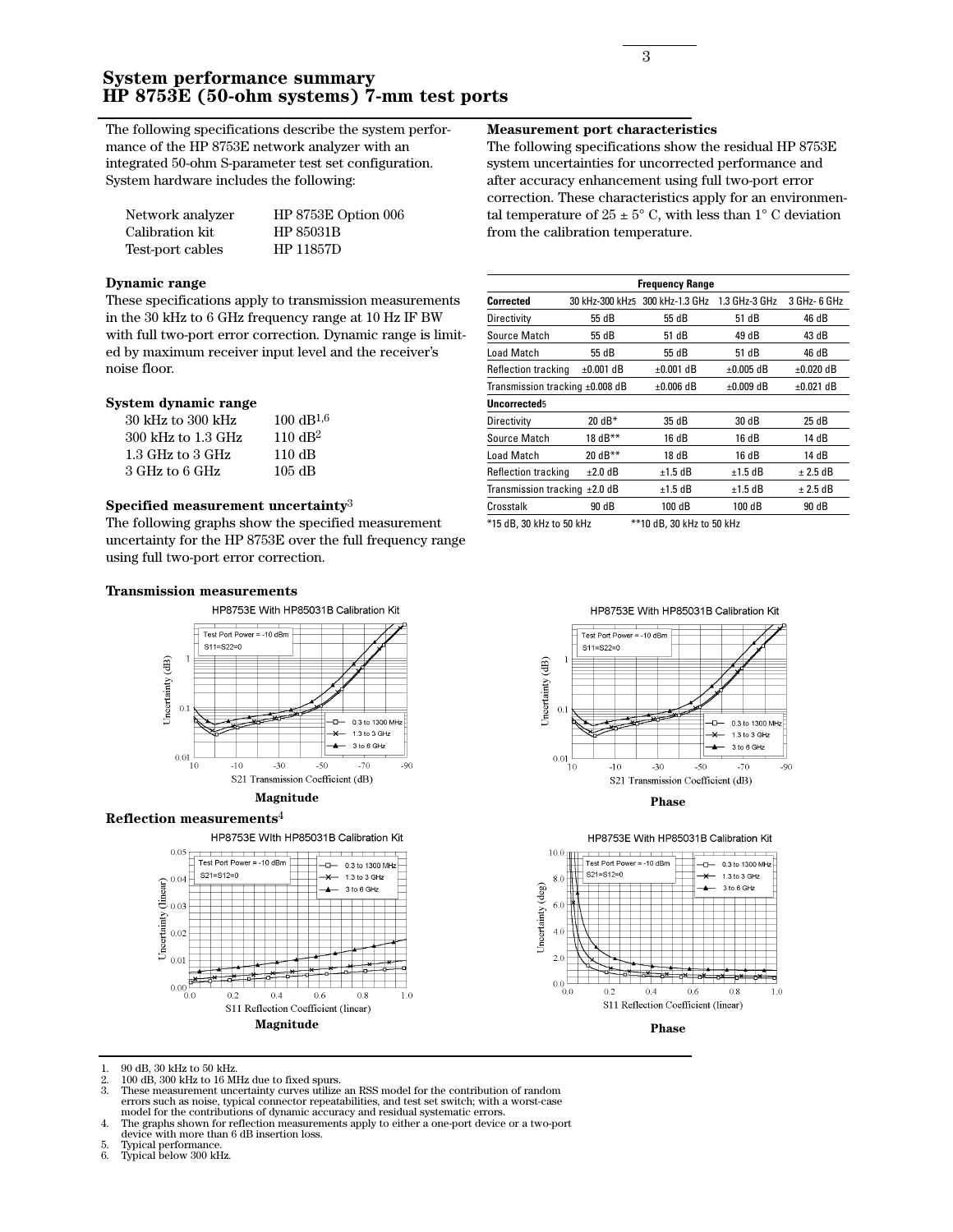## System performance summary HP 8753E (50-ohm systems) 7-mm test ports

The following specifications describe the system performance of the HP 8753E network analyzer with an integrated 50-ohm S-parameter test set configuration. System hardware includes the following:

| | |
|---|---|
| Network analyzer | HP 8753E Option 006 |
| Calibration kit | HP 85031B |
| Test-port cables | HP 11857D |

**Dynamic range**

These specifications apply to transmission measurements in the 30 kHz to 6 GHz frequency range at 10 Hz IF BW with full two-port error correction. Dynamic range is limited by maximum receiver input level and the receiver's noise floor.

**System dynamic range**

| | |
|---|---|
| 30 kHz to 300 kHz | 100 dB[1,6] |
| 300 kHz to 1.3 GHz | 110 dB[2] |
| 1.3 GHz to 3 GHz | 110 dB |
| 3 GHz to 6 GHz | 105 dB |

**Specified measurement uncertainty**[3]

The following graphs show the specified measurement uncertainty for the HP 8753E over the full frequency range using full two-port error correction.

**Measurement port characteristics**

The following specifications show the residual HP 8753E system uncertainties for uncorrected performance and after accuracy enhancement using full two-port error correction. These characteristics apply for an environmental temperature of 25 ± 5° C, with less than 1° C deviation from the calibration temperature.

| | Frequency Range | | | |
|---|---|---|---|---|
| **Corrected** | 30 kHz-300 kHz5 | 300 kHz-1.3 GHz | 1.3 GHz-3 GHz | 3 GHz- 6 GHz |
| Directivity | 55 dB | 55 dB | 51 dB | 46 dB |
| Source Match | 55 dB | 51 dB | 49 dB | 43 dB |
| Load Match | 55 dB | 55 dB | 51 dB | 46 dB |
| Reflection tracking | ±0.001 dB | ±0.001 dB | ±0.005 dB | ±0.020 dB |
| Transmission tracking | ±0.008 dB | ±0.006 dB | ±0.009 dB | ±0.021 dB |
| **Uncorrected**[5] | | | | |
| Directivity | 20 dB* | 35 dB | 30 dB | 25 dB |
| Source Match | 18 dB** | 16 dB | 16 dB | 14 dB |
| Load Match | 20 dB** | 18 dB | 16 dB | 14 dB |
| Reflection tracking | ±2.0 dB | ±1.5 dB | ±1.5 dB | ± 2.5 dB |
| Transmission tracking | ±2.0 dB | ±1.5 dB | ±1.5 dB | ± 2.5 dB |
| Crosstalk | 90 dB | 100 dB | 100 dB | 90 dB |

*15 dB, 30 kHz to 50 kHz **10 dB, 30 kHz to 50 kHz

**Transmission measurements**

HP8753E With HP85031B Calibration Kit
Test Port Power = -10 dBm
S11=S22=0
Uncertainty (dB)
1
0.1
0.01
10 -10 -30 -50 -70 -90
S21 Transmission Coefficient (dB)
0.3 to 1300 MHz
1.3 to 3 GHz
3 to 6 GHz

**Magnitude**

HP8753E With HP85031B Calibration Kit
Test Port Power = -10 dBm
S11=S22=0
Uncertainty (dB)
1
0.1
0.01
10 -10 -30 -50 -70 -90
S21 Transmission Coefficient (dB)
0.3 to 1300 MHz
1.3 to 3 GHz
3 to 6 GHz

**Phase**

**Reflection measurements**[4]

HP8753E WIth HP85031B Calibration Kit
Test Port Power = -10 dBm
S21=S12=0
Uncertainty (linear)
0.05
0.04
0.03
0.02
0.01
0.00
0.0 0.2 0.4 0.6 0.8 1.0
S11 Reflection Coefficient (linear)
0.3 to 1300 MHz
1.3 to 3 GHz
3 to 6 GHz

**Magnitude**

HP8753E With HP85031B Calibration Kit
Test Port Power = -10 dBm
S21=S12=0
Uncertainty (deg)
10.0
8.0
6.0
4.0
2.0
0.0
0.0 0.2 0.4 0.6 0.8 1.0
S11 Reflection Coefficient (linear)
0.3 to 1300 MHz
1.3 to 3 GHz
3 to 6 GHz

**Phase**

1. 90 dB, 30 kHz to 50 kHz.
2. 100 dB, 300 kHz to 16 MHz due to fixed spurs.
3. These measurement uncertainty curves utilize an RSS model for the contribution of random errors such as noise, typical connector repeatabilities, and test set switch; with a worst-case model for the contributions of dynamic accuracy and residual systematic errors.
4. The graphs shown for reflection measurements apply to either a one-port device or a two-port device with more than 6 dB insertion loss.
5. Typical performance.
6. Typical below 300 kHz.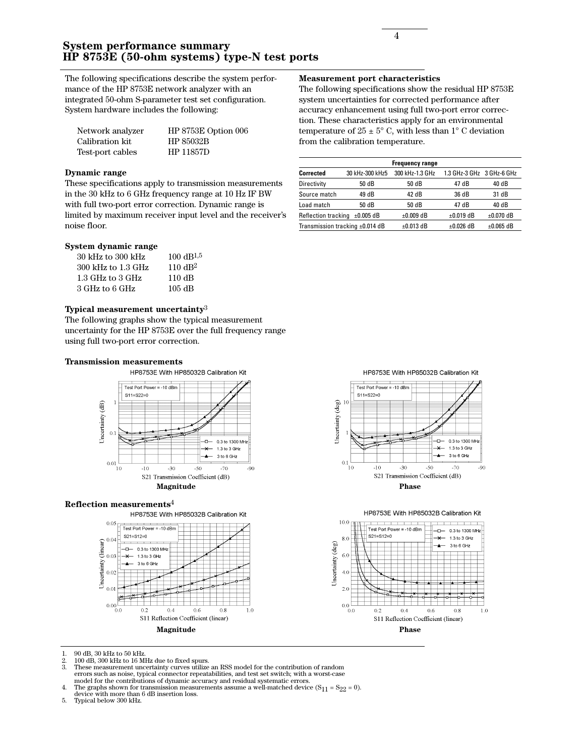## System performance summary HP 8753E (50-ohm systems) type-N test ports

The following specifications describe the system performance of the HP 8753E network analyzer with an integrated 50-ohm S-parameter test set configuration. System hardware includes the following:

| | |
|---|---|
| Network analyzer | HP 8753E Option 006 |
| Calibration kit | HP 85032B |
| Test-port cables | HP 11857D |

### Dynamic range

These specifications apply to transmission measurements in the 30 kHz to 6 GHz frequency range at 10 Hz IF BW with full two-port error correction. Dynamic range is limited by maximum receiver input level and the receiver's noise floor.

### System dynamic range

| | |
|---|---|
| 30 kHz to 300 kHz | 100 dB[1,5] |
| 300 kHz to 1.3 GHz | 110 dB[2] |
| 1.3 GHz to 3 GHz | 110 dB |
| 3 GHz to 6 GHz | 105 dB |

### Typical measurement uncertainty[3]

The following graphs show the typical measurement uncertainty for the HP 8753E over the full frequency range using full two-port error correction.

### Transmission measurements

HP8753E With HP85032B Calibration Kit

Test Port Power = -10 dBm
S11=S22=0

Uncertainty (dB)

0.3 to 1300 MHz
1.3 to 3 GHz
3 to 6 GHz

S21 Transmission Coefficient (dB)

**Magnitude**

HP8753E With HP85032B Calibration Kit

Test Port Power = -10 dBm
S11=S22=0

Uncertainty (deg)

0.3 to 1300 MHz
1.3 to 3 GHz
3 to 6 GHz

S21 Transmission Coefficient (dB)

**Phase**

### Reflection measurements[4]

HP8753E With HP85032B Calibration Kit

Test Port Power = -10 dBm
S21=S12=0

Uncertainty (linear)

0.3 to 1300 MHz
1.3 to 3 GHz
3 to 6 GHz

S11 Reflection Coefficient (linear)

**Magnitude**

HP8753E With HP85032B Calibration Kit

Test Port Power = -10 dBm
S21=S12=0

Uncertainty (deg)

0.3 to 1300 MHz
1.3 to 3 GHz
3 to 6 GHz

S11 Reflection Coefficient (linear)

**Phase**

### Measurement port characteristics

The following specifications show the residual HP 8753E system uncertainties for corrected performance after accuracy enhancement using full two-port error correction. These characteristics apply for an environmental temperature of 25 ± 5° C, with less than 1° C deviation from the calibration temperature.

| | Frequency range | | | |
|---|---|---|---|---|
| **Corrected** | 30 kHz-300 kHz5 | 300 kHz-1.3 GHz | 1.3 GHz-3 GHz | 3 GHz-6 GHz |
| Directivity | 50 dB | 50 dB | 47 dB | 40 dB |
| Source match | 49 dB | 42 dB | 36 dB | 31 dB |
| Load match | 50 dB | 50 dB | 47 dB | 40 dB |
| Reflection tracking | ±0.005 dB | ±0.009 dB | ±0.019 dB | ±0.070 dB |
| Transmission tracking | ±0.014 dB | ±0.013 dB | ±0.026 dB | ±0.065 dB |

---

1. 90 dB, 30 kHz to 50 kHz.
2. 100 dB, 300 kHz to 16 MHz due to fixed spurs.
3. These measurement uncertainty curves utilize an RSS model for the contribution of random errors such as noise, typical connector repeatabilities, and test set switch; with a worst-case model for the contributions of dynamic accuracy and residual systematic errors.
4. The graphs shown for transmission measurements assume a well-matched device ($S_{11} = S_{22} = 0$). device with more than 6 dB insertion loss.
5. Typical below 300 kHz.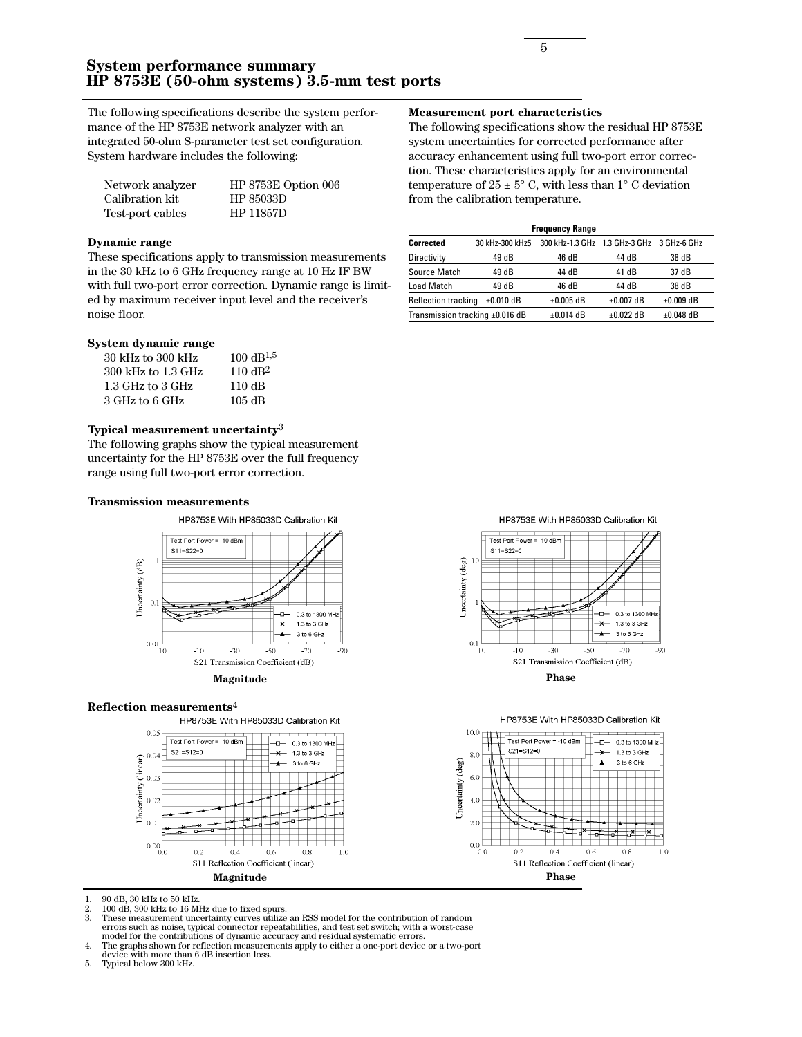## System performance summary HP 8753E (50-ohm systems) 3.5-mm test ports

The following specifications describe the system performance of the HP 8753E network analyzer with an integrated 50-ohm S-parameter test set configuration. System hardware includes the following:

| | |
|---|---|
| Network analyzer | HP 8753E Option 006 |
| Calibration kit | HP 85033D |
| Test-port cables | HP 11857D |

### Dynamic range

These specifications apply to transmission measurements in the 30 kHz to 6 GHz frequency range at 10 Hz IF BW with full two-port error correction. Dynamic range is limited by maximum receiver input level and the receiver's noise floor.

### System dynamic range

| | |
|---|---|
| 30 kHz to 300 kHz | 100 dB[1,5] |
| 300 kHz to 1.3 GHz | 110 dB[2] |
| 1.3 GHz to 3 GHz | 110 dB |
| 3 GHz to 6 GHz | 105 dB |

### Typical measurement uncertainty[3]

The following graphs show the typical measurement uncertainty for the HP 8753E over the full frequency range using full two-port error correction.

#### Transmission measurements

HP8753E With HP85033D Calibration Kit

Magnitude

HP8753E With HP85033D Calibration Kit

Phase

#### Reflection measurements[4]

HP8753E With HP85033D Calibration Kit

Magnitude

HP8753E With HP85033D Calibration Kit

Phase

### Measurement port characteristics

The following specifications show the residual HP 8753E system uncertainties for corrected performance after accuracy enhancement using full two-port error correction. These characteristics apply for an environmental temperature of 25 ± 5° C, with less than 1° C deviation from the calibration temperature.

| | Frequency Range | | | |
|---|---|---|---|---|
| Corrected | 30 kHz-300 kHz5 | 300 kHz-1.3 GHz | 1.3 GHz-3 GHz | 3 GHz-6 GHz |
| Directivity | 49 dB | 46 dB | 44 dB | 38 dB |
| Source Match | 49 dB | 44 dB | 41 dB | 37 dB |
| Load Match | 49 dB | 46 dB | 44 dB | 38 dB |
| Reflection tracking | ±0.010 dB | ±0.005 dB | ±0.007 dB | ±0.009 dB |
| Transmission tracking | ±0.016 dB | ±0.014 dB | ±0.022 dB | ±0.048 dB |

1. 90 dB, 30 kHz to 50 kHz.
2. 100 dB, 300 kHz to 16 MHz due to fixed spurs.
3. These measurement uncertainty curves utilize an RSS model for the contribution of random errors such as noise, typical connector repeatabilities, and test set switch; with a worst-case model for the contributions of dynamic accuracy and residual systematic errors.
4. The graphs shown for reflection measurements apply to either a one-port device or a two-port device with more than 6 dB insertion loss.
5. Typical below 300 kHz.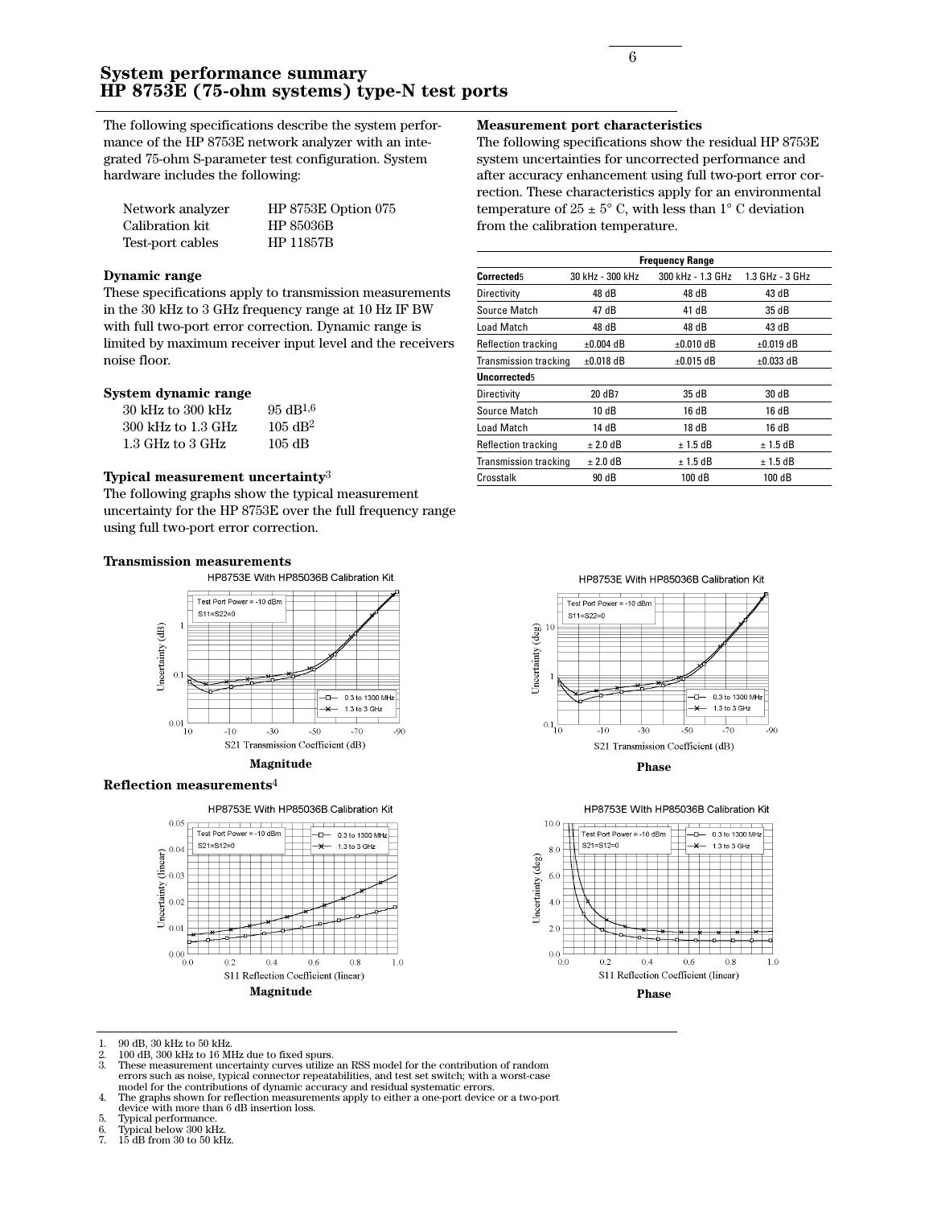# System performance summary
# HP 8753E (75-ohm systems) type-N test ports

The following specifications describe the system performance of the HP 8753E network analyzer with an integrated 75-ohm S-parameter test configuration. System hardware includes the following:

| | |
|---|---|
| Network analyzer | HP 8753E Option 075 |
| Calibration kit | HP 85036B |
| Test-port cables | HP 11857B |

### Dynamic range

These specifications apply to transmission measurements in the 30 kHz to 3 GHz frequency range at 10 Hz IF BW with full two-port error correction. Dynamic range is limited by maximum receiver input level and the receivers noise floor.

### System dynamic range

| | |
|---|---|
| 30 kHz to 300 kHz | 95 dB[1,6] |
| 300 kHz to 1.3 GHz | 105 dB[2] |
| 1.3 GHz to 3 GHz | 105 dB |

### Typical measurement uncertainty[3]

The following graphs show the typical measurement uncertainty for the HP 8753E over the full frequency range using full two-port error correction.

### Measurement port characteristics

The following specifications show the residual HP 8753E system uncertainties for uncorrected performance and after accuracy enhancement using full two-port error correction. These characteristics apply for an environmental temperature of 25 ± 5° C, with less than 1° C deviation from the calibration temperature.

| | Frequency Range | | |
|---|---|---|---|
| **Corrected**[5] | 30 kHz - 300 kHz | 300 kHz - 1.3 GHz | 1.3 GHz - 3 GHz |
| Directivity | 48 dB | 48 dB | 43 dB |
| Source Match | 47 dB | 41 dB | 35 dB |
| Load Match | 48 dB | 48 dB | 43 dB |
| Reflection tracking | ±0.004 dB | ±0.010 dB | ±0.019 dB |
| Transmission tracking | ±0.018 dB | ±0.015 dB | ±0.033 dB |
| **Uncorrected**[5] | | | |
| Directivity | 20 dB[7] | 35 dB | 30 dB |
| Source Match | 10 dB | 16 dB | 16 dB |
| Load Match | 14 dB | 18 dB | 16 dB |
| Reflection tracking | ± 2.0 dB | ± 1.5 dB | ± 1.5 dB |
| Transmission tracking | ± 2.0 dB | ± 1.5 dB | ± 1.5 dB |
| Crosstalk | 90 dB | 100 dB | 100 dB |

### Transmission measurements

HP8753E With HP85036B Calibration Kit
Test Port Power = -10 dBm
S11=S22=0
0.3 to 1300 MHz
1.3 to 3 GHz
Uncertainty (dB)
S21 Transmission Coefficient (dB)

**Magnitude**

HP8753E With HP85036B Calibration Kit
Test Port Power = -10 dBm
S11=S22=0
0.3 to 1300 MHz
1.3 to 3 GHz
Uncertainty (deg)
S21 Transmission Coefficient (dB)

**Phase**

### Reflection measurements[4]

HP8753E With HP85036B Calibration Kit
Test Port Power = -10 dBm
S21=S12=0
0.3 to 1300 MHz
1.3 to 3 GHz
Uncertainty (linear)
S11 Reflection Coefficient (linear)

**Magnitude**

HP8753E WIth HP85036B Calibration Kit
Test Port Power = -10 dBm
S21=S12=0
0.3 to 1300 MHz
1.3 to 3 GHz
Uncertainty (deg)
S11 Reflection Coefficient (linear)

**Phase**

---

1. 90 dB, 30 kHz to 50 kHz.
2. 100 dB, 300 kHz to 16 MHz due to fixed spurs.
3. These measurement uncertainty curves utilize an RSS model for the contribution of random errors such as noise, typical connector repeatabilities, and test set switch; with a worst-case model for the contributions of dynamic accuracy and residual systematic errors.
4. The graphs shown for reflection measurements apply to either a one-port device or a two-port device with more than 6 dB insertion loss.
5. Typical performance.
6. Typical below 300 kHz.
7. 15 dB from 30 to 50 kHz.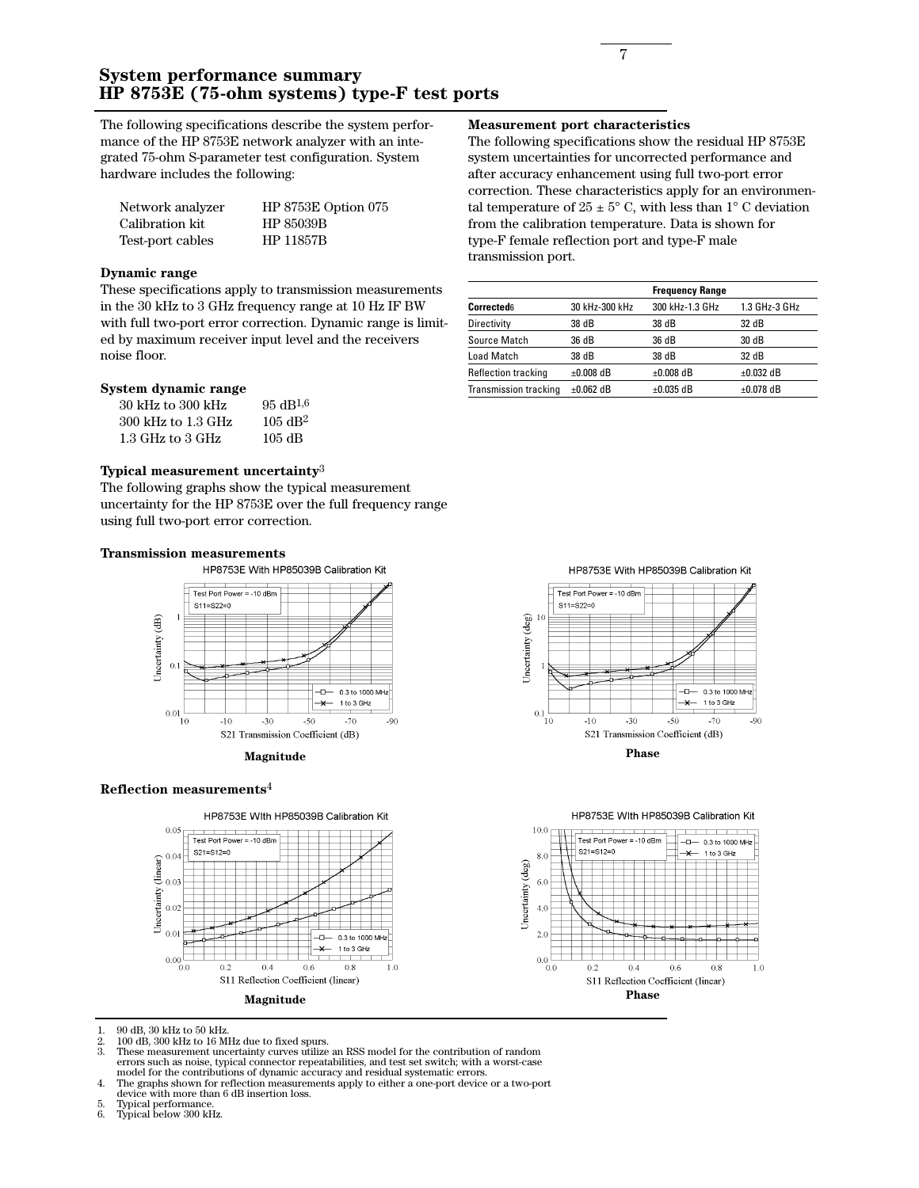# System performance summary HP 8753E (75-ohm systems) type-F test ports

The following specifications describe the system performance of the HP 8753E network analyzer with an integrated 75-ohm S-parameter test configuration. System hardware includes the following:

| | |
|---|---|
| Network analyzer | HP 8753E Option 075 |
| Calibration kit | HP 85039B |
| Test-port cables | HP 11857B |

### Dynamic range

These specifications apply to transmission measurements in the 30 kHz to 3 GHz frequency range at 10 Hz IF BW with full two-port error correction. Dynamic range is limited by maximum receiver input level and the receivers noise floor.

### System dynamic range

| | |
|---|---|
| 30 kHz to 300 kHz | 95 dB[1,6] |
| 300 kHz to 1.3 GHz | 105 dB[2] |
| 1.3 GHz to 3 GHz | 105 dB |

### Typical measurement uncertainty[3]

The following graphs show the typical measurement uncertainty for the HP 8753E over the full frequency range using full two-port error correction.

### Measurement port characteristics

The following specifications show the residual HP 8753E system uncertainties for uncorrected performance and after accuracy enhancement using full two-port error correction. These characteristics apply for an environmental temperature of 25 ± 5° C, with less than 1° C deviation from the calibration temperature. Data is shown for type-F female reflection port and type-F male transmission port.

| | Frequency Range | | |
|---|---|---|---|
| **Corrected**[6] | 30 kHz-300 kHz | 300 kHz-1.3 GHz | 1.3 GHz-3 GHz |
| Directivity | 38 dB | 38 dB | 32 dB |
| Source Match | 36 dB | 36 dB | 30 dB |
| Load Match | 38 dB | 38 dB | 32 dB |
| Reflection tracking | ±0.008 dB | ±0.008 dB | ±0.032 dB |
| Transmission tracking | ±0.062 dB | ±0.035 dB | ±0.078 dB |

### Transmission measurements

HP8753E With HP85039B Calibration Kit

Test Port Power = -10 dBm
S11=S22=0

Uncertainty (dB)

1
0.1
0.01

10 -10 -30 -50 -70 -90

S21 Transmission Coefficient (dB)

0.3 to 1000 MHz
1 to 3 GHz

**Magnitude**

HP8753E With HP85039B Calibration Kit

Test Port Power = -10 dBm
S11=S22=0

Uncertainty (deg)

10
1
0.1

10 -10 -30 -50 -70 -90

S21 Transmission Coefficient (dB)

0.3 to 1000 MHz
1 to 3 GHz

**Phase**

### Reflection measurements[4]

HP8753E WIth HP85039B Calibration Kit

Test Port Power = -10 dBm
S21=S12=0

Uncertainty (linear)

0.05 0.04 0.03 0.02 0.01 0.00

0.0 0.2 0.4 0.6 0.8 1.0

S11 Reflection Coefficient (linear)

0.3 to 1000 MHz
1 to 3 GHz

**Magnitude**

HP8753E WIth HP85039B Calibration Kit

Test Port Power = -10 dBm
S21=S12=0

0.3 to 1000 MHz
1 to 3 GHz

Uncertainty (deg)

10.0 8.0 6.0 4.0 2.0 0.0

0.0 0.2 0.4 0.6 0.8 1.0

S11 Reflection Coefficient (linear)

**Phase**

1. 90 dB, 30 kHz to 50 kHz.
2. 100 dB, 300 kHz to 16 MHz due to fixed spurs.
3. These measurement uncertainty curves utilize an RSS model for the contribution of random errors such as noise, typical connector repeatabilities, and test set switch; with a worst-case model for the contributions of dynamic accuracy and residual systematic errors.
4. The graphs shown for reflection measurements apply to either a one-port device or a two-port device with more than 6 dB insertion loss.
5. Typical performance.
6. Typical below 300 kHz.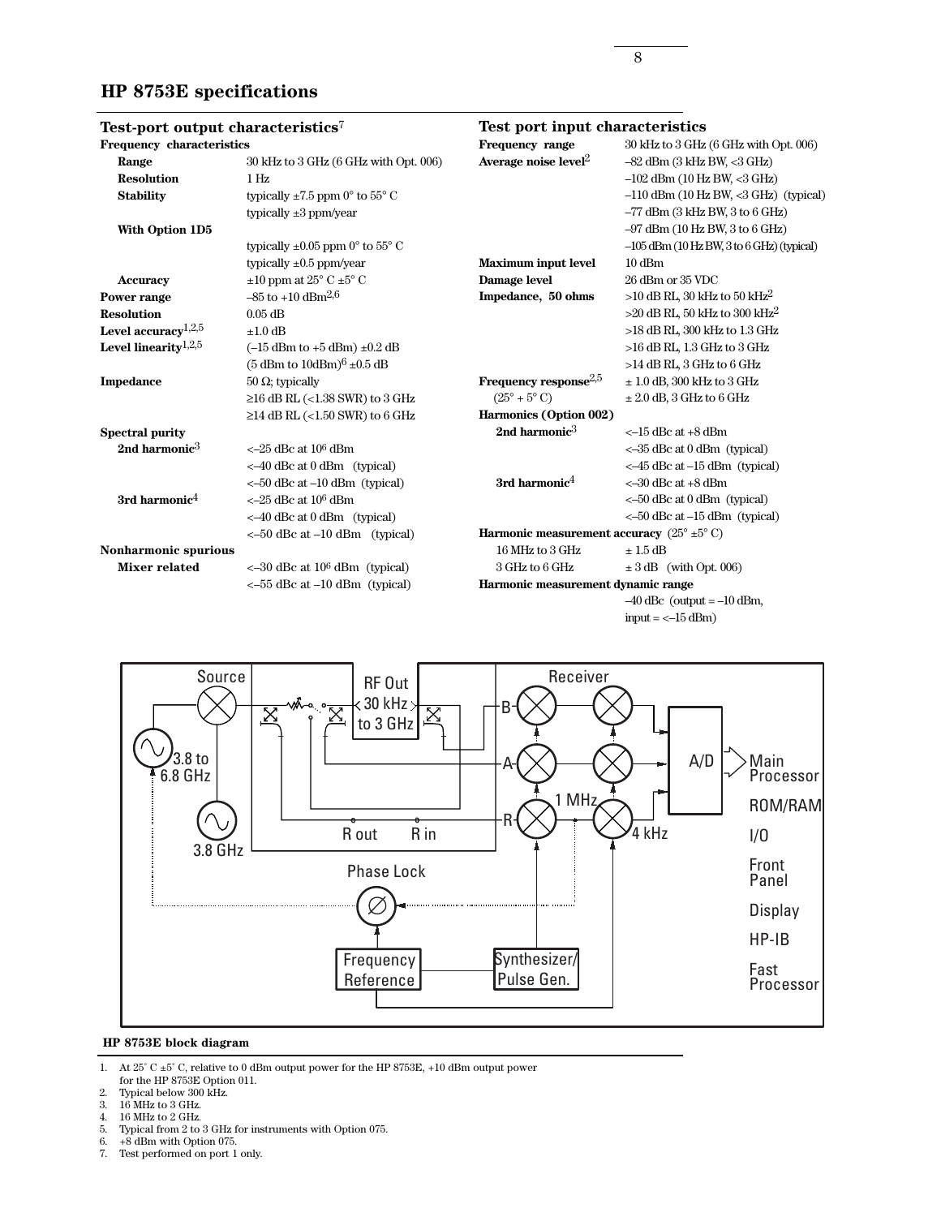## HP 8753E specifications

### Test-port output characteristics[7]

| | |
|---|---|
| **Frequency characteristics** | |
| **Range** | 30 kHz to 3 GHz (6 GHz with Opt. 006) |
| **Resolution** | 1 Hz |
| **Stability** | typically ±7.5 ppm 0° to 55° C |
| | typically ±3 ppm/year |
| **With Option 1D5** | |
| | typically ±0.05 ppm 0° to 55° C |
| | typically ±0.5 ppm/year |
| **Accuracy** | ±10 ppm at 25° C ±5° C |
| **Power range** | –85 to +10 dBm[2,6] |
| **Resolution** | 0.05 dB |
| **Level accuracy**[1,2,5] | ±1.0 dB |
| **Level linearity**[1,2,5] | (–15 dBm to +5 dBm) ±0.2 dB |
| | (5 dBm to 10dBm)[6] ±0.5 dB |
| **Impedance** | 50 Ω; typically |
| | ≥16 dB RL (<1.38 SWR) to 3 GHz |
| | ≥14 dB RL (<1.50 SWR) to 6 GHz |
| **Spectral purity** | |
| **2nd harmonic**[3] | <–25 dBc at 10[6] dBm |
| | <–40 dBc at 0 dBm (typical) |
| | <–50 dBc at –10 dBm (typical) |
| **3rd harmonic**[4] | <–25 dBc at 10[6] dBm |
| | <–40 dBc at 0 dBm (typical) |
| | <–50 dBc at –10 dBm (typical) |
| **Nonharmonic spurious** | |
| **Mixer related** | <–30 dBc at 10[6] dBm (typical) |
| | <–55 dBc at –10 dBm (typical) |

### Test port input characteristics

| | |
|---|---|
| **Frequency range** | 30 kHz to 3 GHz (6 GHz with Opt. 006) |
| **Average noise level**[2] | –82 dBm (3 kHz BW, <3 GHz) |
| | –102 dBm (10 Hz BW, <3 GHz) |
| | –110 dBm (10 Hz BW, <3 GHz) (typical) |
| | –77 dBm (3 kHz BW, 3 to 6 GHz) |
| | –97 dBm (10 Hz BW, 3 to 6 GHz) |
| | –105 dBm (10 Hz BW, 3 to 6 GHz) (typical) |
| **Maximum input level** | 10 dBm |
| **Damage level** | 26 dBm or 35 VDC |
| **Impedance, 50 ohms** | >10 dB RL, 30 kHz to 50 kHz[2] |
| | >20 dB RL, 50 kHz to 300 kHz[2] |
| | >18 dB RL, 300 kHz to 1.3 GHz |
| | >16 dB RL, 1.3 GHz to 3 GHz |
| | >14 dB RL, 3 GHz to 6 GHz |
| **Frequency response**[2,5] | ± 1.0 dB, 300 kHz to 3 GHz |
| (25° + 5° C) | ± 2.0 dB, 3 GHz to 6 GHz |
| **Harmonics (Option 002)** | |
| **2nd harmonic**[3] | <–15 dBc at +8 dBm |
| | <–35 dBc at 0 dBm (typical) |
| | <–45 dBc at –15 dBm (typical) |
| **3rd harmonic**[4] | <–30 dBc at +8 dBm |
| | <–50 dBc at 0 dBm (typical) |
| | <–50 dBc at –15 dBm (typical) |
| **Harmonic measurement accuracy** (25° ±5° C) | |
| 16 MHz to 3 GHz | ± 1.5 dB |
| 3 GHz to 6 GHz | ± 3 dB (with Opt. 006) |
| **Harmonic measurement dynamic range** | |
| | –40 dBc (output = –10 dBm, input = <–15 dBm) |

Source
RF Out
30 kHz
to 3 GHz
Receiver
3.8 to
6.8 GHz
3.8 GHz
B
A
R
1 MHz
4 kHz
R out
R in
A/D
Main
Processor
ROM/RAM
I/O
Front
Panel
Display
HP-IB
Fast
Processor
Phase Lock
Frequency
Reference
Synthesizer/
Pulse Gen.

**HP 8753E block diagram**

1. At 25° C ±5° C, relative to 0 dBm output power for the HP 8753E, +10 dBm output power for the HP 8753E Option 011.
2. Typical below 300 kHz.
3. 16 MHz to 3 GHz.
4. 16 MHz to 2 GHz.
5. Typical from 2 to 3 GHz for instruments with Option 075.
6. +8 dBm with Option 075.
7. Test performed on port 1 only.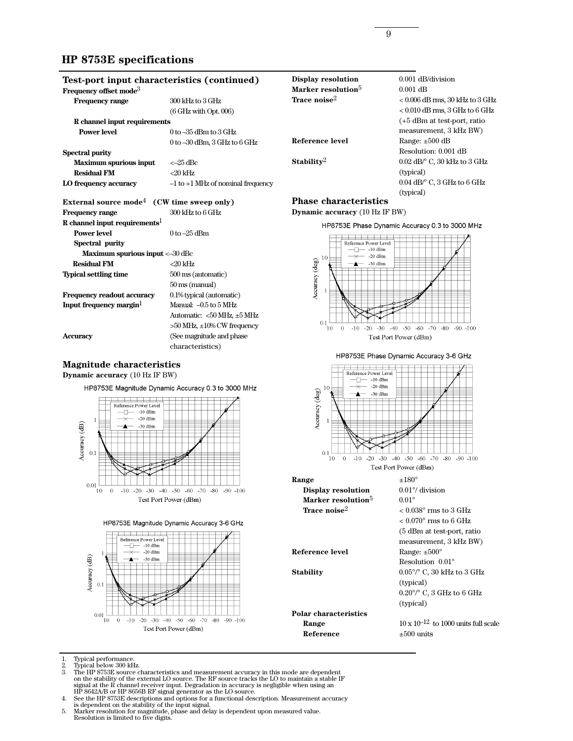## HP 8753E specifications

### Test-port input characteristics (continued)

**Frequency offset mode**[3]

| | |
|---|---|
| **Frequency range** | 300 kHz to 3 GHz |
| | (6 GHz with Opt. 006) |
| **R channel input requirements** | |
| **Power level** | 0 to –35 dBm to 3 GHz |
| | 0 to –30 dBm, 3 GHz to 6 GHz |
| **Spectral purity** | |
| **Maximum spurious input** | <–25 dBc |
| **Residual FM** | <20 kHz |
| **LO frequency accuracy** | –1 to +1 MHz of nominal frequency |

**External source mode**[4] **(CW time sweep only)**

| | |
|---|---|
| **Frequency range** | 300 kHz to 6 GHz |
| **R channel input requirements**[1] | |
| **Power level** | 0 to –25 dBm |
| **Spectral purity** | |
| **Maximum spurious input** | <–30 dBc |
| **Residual FM** | <20 kHz |
| **Typical settling time** | 500 ms (automatic) |
| | 50 ms (manual) |
| **Frequency readout accuracy** | 0.1% typical (automatic) |
| **Input frequency margin**[1] | Manual: –0.5 to 5 MHz |
| | Automatic: <50 MHz, ±5 MHz |
| | >50 MHz, ±10% CW frequency |
| **Accuracy** | (See magnitude and phase characteristics) |

### Magnitude characteristics

**Dynamic accuracy** (10 Hz IF BW)

HP8753E Magnitude Dynamic Accuracy 0.3 to 3000 MHz

Reference Power Level
-10 dBm
-20 dBm
-30 dBm

Accuracy (dB)
1
0.1
0.01
10 0 -10 -20 -30 -40 -50 -60 -70 -80 -90 -100
Test Port Power (dBm)

HP8753E Magnitude Dynamic Accuracy 3-6 GHz

Reference Power Level
-10 dBm
-20 dBm
-30 dBm

Accuracy (dB)
1
0.1
0.01
10 0 -10 -20 -30 -40 -50 -60 -70 -80 -90 -100
Test Port Power (dBm)

| | |
|---|---|
| **Display resolution** | 0.001 dB/division |
| **Marker resolution**[5] | 0.001 dB |
| **Trace noise**[2] | < 0.006 dB rms, 30 kHz to 3 GHz |
| | < 0.010 dB rms, 3 GHz to 6 GHz |
| | (+5 dBm at test-port, ratio measurement, 3 kHz BW) |
| **Reference level** | Range: ±500 dB |
| | Resolution: 0.001 dB |
| **Stability**[2] | 0.02 dB/° C, 30 kHz to 3 GHz (typical) |
| | 0.04 dB/° C, 3 GHz to 6 GHz (typical) |

### Phase characteristics

**Dynamic accuracy** (10 Hz IF BW)

HP8753E Phase Dynamic Accuracy 0.3 to 3000 MHz

Reference Power Level
-10 dBm
-20 dBm
-30 dBm

Accuracy (deg)
10
1
0.1
10 0 -10 -20 -30 -40 -50 -60 -70 -80 -90 -100
Test Port Power (dBm)

HP8753E Phase Dynamic Accuracy 3-6 GHz

Reference Power Level
-10 dBm
-20 dBm
-30 dBm

Accuracy (deg)
10
1
0.1
10 0 -10 -20 -30 -40 -50 -60 -70 -80 -90 -100
Test Port Power (dBm)

| | |
|---|---|
| **Range** | ±180° |
| **Display resolution** | 0.01°/ division |
| **Marker resolution**[5] | 0.01° |
| **Trace noise**[2] | < 0.038° rms to 3 GHz |
| | < 0.070° rms to 6 GHz |
| | (5 dBm at test-port, ratio measurement, 3 kHz BW) |
| **Reference level** | Range: ±500° |
| | Resolution 0.01° |
| **Stability** | 0.05°/° C, 30 kHz to 3 GHz (typical) |
| | 0.20°/° C, 3 GHz to 6 GHz (typical) |
| **Polar characteristics** | |
| **Range** | $10 \times 10^{-12}$ to 1000 units full scale |
| **Reference** | ±500 units |

1. Typical performance.
2. Typical below 300 kHz.
3. The HP 8753E source characteristics and measurement accuracy in this mode are dependent on the stability of the external LO source. The RF source tracks the LO to maintain a stable IF signal at the R channel receiver input. Degradation in accuracy is negligible when using an HP 8642A/B or HP 8656B RF signal generator as the LO source.
4. See the HP 8753E descriptions and options for a functional description. Measurement accuracy is dependent on the stability of the input signal.
5. Marker resolution for magnitude, phase and delay is dependent upon measured value. Resolution is limited to five digits.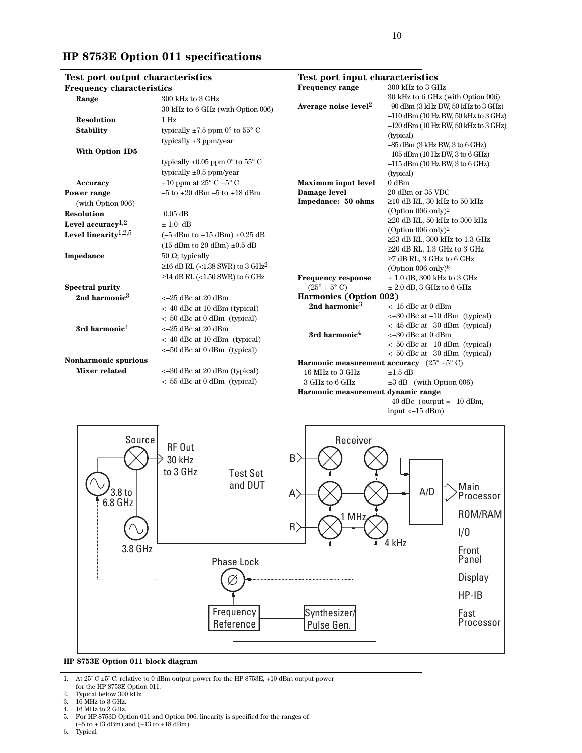## HP 8753E Option 011 specifications

### Test port output characteristics

**Frequency characteristics**

| | |
|---|---|
| **Range** | 300 kHz to 3 GHz |
| | 30 kHz to 6 GHz (with Option 006) |
| **Resolution** | 1 Hz |
| **Stability** | typically ±7.5 ppm 0° to 55° C |
| | typically ±3 ppm/year |
| **With Option 1D5** | |
| | typically ±0.05 ppm 0° to 55° C |
| | typically ±0.5 ppm/year |
| **Accuracy** | ±10 ppm at 25° C ±5° C |
| **Power range** (with Option 006) | –5 to +20 dBm –5 to +18 dBm |
| **Resolution** | 0.05 dB |
| **Level accuracy**[1,2] | ± 1.0 dB |
| **Level linearity**[1,2,5] | (–5 dBm to +15 dBm) ±0.25 dB |
| | (15 dBm to 20 dBm) ±0.5 dB |
| **Impedance** | 50 Ω; typically |
| | ≥16 dB RL (<1.38 SWR) to 3 GHz[2] |
| | ≥14 dB RL (<1.50 SWR) to 6 GHz |
| **Spectral purity** | |
| **2nd harmonic**[3] | <–25 dBc at 20 dBm |
| | <–40 dBc at 10 dBm (typical) |
| | <–50 dBc at 0 dBm (typical) |
| **3rd harmonic**[4] | <–25 dBc at 20 dBm |
| | <–40 dBc at 10 dBm (typical) |
| | <–50 dBc at 0 dBm (typical) |
| **Nonharmonic spurious** | |
| **Mixer related** | <–30 dBc at 20 dBm (typical) |
| | <–55 dBc at 0 dBm (typical) |

### Test port input characteristics

| | |
|---|---|
| **Frequency range** | 300 kHz to 3 GHz |
| | 30 kHz to 6 GHz (with Option 006) |
| **Average noise level**[2] | –90 dBm (3 kHz BW, 50 kHz to 3 GHz) |
| | –110 dBm (10 Hz BW, 50 kHz to 3 GHz) |
| | –120 dBm (10 Hz BW, 50 kHz to 3 GHz) (typical) |
| | –85 dBm (3 kHz BW, 3 to 6 GHz) |
| | –105 dBm (10 Hz BW, 3 to 6 GHz) |
| | –115 dBm (10 Hz BW, 3 to 6 GHz) (typical) |
| **Maximum input level** | 0 dBm |
| **Damage level** | 20 dBm or 35 VDC |
| **Impedance: 50 ohms** | ≥10 dB RL, 30 kHz to 50 kHz (Option 006 only)[2] |
| | ≥20 dB RL, 50 kHz to 300 kHz (Option 006 only)[2] |
| | ≥23 dB RL, 300 kHz to 1.3 GHz |
| | ≥20 dB RL, 1.3 GHz to 3 GHz |
| | ≥7 dB RL, 3 GHz to 6 GHz (Option 006 only)[6] |
| **Frequency response** (25° + 5° C) | ± 1.0 dB, 300 kHz to 3 GHz |
| | ± 2.0 dB, 3 GHz to 6 GHz |
| **Harmonics (Option 002)** | |
| **2nd harmonic**[3] | <–15 dBc at 0 dBm |
| | <–30 dBc at –10 dBm (typical) |
| | <–45 dBc at –30 dBm (typical) |
| **3rd harmonic**[4] | <–30 dBc at 0 dBm |
| | <–50 dBc at –10 dBm (typical) |
| | <–50 dBc at –30 dBm (typical) |
| **Harmonic measurement accuracy** (25° ±5° C) | |
| 16 MHz to 3 GHz | ±1.5 dB |
| 3 GHz to 6 GHz | ±3 dB (with Option 006) |
| **Harmonic measurement dynamic range** | –40 dBc (output = –10 dBm, input <–15 dBm) |

Source
RF Out 30 kHz to 3 GHz
3.8 to 6.8 GHz
3.8 GHz
Test Set and DUT
Receiver
B
A
R
1 MHz
4 kHz
A/D
Main Processor
ROM/RAM
I/O
Front Panel
Display
HP-IB
Fast Processor
Phase Lock
Frequency Reference
Synthesizer/ Pulse Gen.

**HP 8753E Option 011 block diagram**

1. At 25° C ±5° C, relative to 0 dBm output power for the HP 8753E, +10 dBm output power for the HP 8753E Option 011.
2. Typical below 300 kHz.
3. 16 MHz to 3 GHz.
4. 16 MHz to 2 GHz.
5. For HP 8753D Option 011 and Option 006, linearity is specified for the ranges of (–5 to +13 dBm) and (+13 to +18 dBm).
6. Typical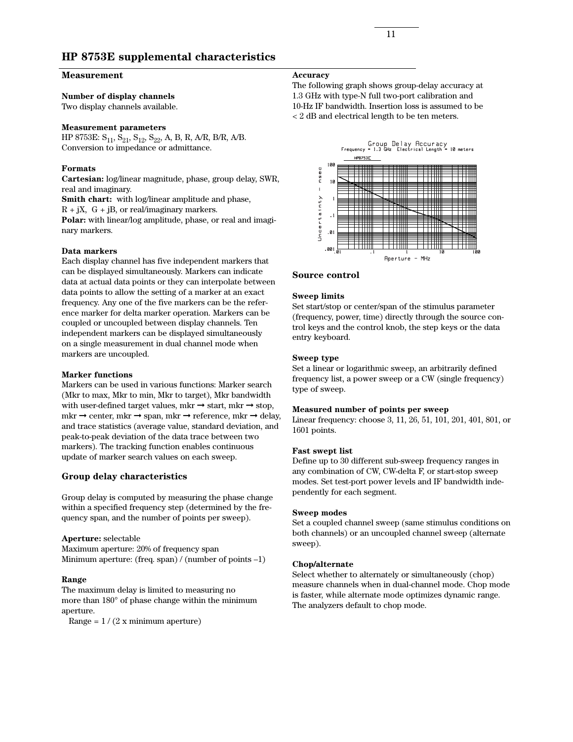## HP 8753E supplemental characteristics

### Measurement

**Number of display channels**
Two display channels available.

**Measurement parameters**
HP 8753E: $S_{11}$, $S_{21}$, $S_{12}$, $S_{22}$, A, B, R, A/R, B/R, A/B.
Conversion to impedance or admittance.

**Formats**
**Cartesian:** log/linear magnitude, phase, group delay, SWR, real and imaginary.
**Smith chart:** with log/linear amplitude and phase, R + jX, G + jB, or real/imaginary markers.
**Polar:** with linear/log amplitude, phase, or real and imaginary markers.

**Data markers**
Each display channel has five independent markers that can be displayed simultaneously. Markers can indicate data at actual data points or they can interpolate between data points to allow the setting of a marker at an exact frequency. Any one of the five markers can be the reference marker for delta marker operation. Markers can be coupled or uncoupled between display channels. Ten independent markers can be displayed simultaneously on a single measurement in dual channel mode when markers are uncoupled.

**Marker functions**
Markers can be used in various functions: Marker search (Mkr to max, Mkr to min, Mkr to target), Mkr bandwidth with user-defined target values, mkr → start, mkr → stop, mkr → center, mkr → span, mkr → reference, mkr → delay, and trace statistics (average value, standard deviation, and peak-to-peak deviation of the data trace between two markers). The tracking function enables continuous update of marker search values on each sweep.

### Group delay characteristics

Group delay is computed by measuring the phase change within a specified frequency step (determined by the frequency span, and the number of points per sweep).

**Aperture:** selectable
Maximum aperture: 20% of frequency span
Minimum aperture: (freq. span) / (number of points –1)

**Range**
The maximum delay is limited to measuring no more than 180° of phase change within the minimum aperture.
Range = 1 / (2 x minimum aperture)

**Accuracy**
The following graph shows group-delay accuracy at 1.3 GHz with type-N full two-port calibration and 10-Hz IF bandwidth. Insertion loss is assumed to be < 2 dB and electrical length to be ten meters.

Group Delay Accuracy
Frequency = 1.3 GHz Electrical Length = 10 meters
HP8753E
Uncertainty – nsec
100
10
1
.1
.01
.001
.01
.1
1
10
100
Aperture – MHz

### Source control

**Sweep limits**
Set start/stop or center/span of the stimulus parameter (frequency, power, time) directly through the source control keys and the control knob, the step keys or the data entry keyboard.

**Sweep type**
Set a linear or logarithmic sweep, an arbitrarily defined frequency list, a power sweep or a CW (single frequency) type of sweep.

**Measured number of points per sweep**
Linear frequency: choose 3, 11, 26, 51, 101, 201, 401, 801, or 1601 points.

**Fast swept list**
Define up to 30 different sub-sweep frequency ranges in any combination of CW, CW-delta F, or start-stop sweep modes. Set test-port power levels and IF bandwidth independently for each segment.

**Sweep modes**
Set a coupled channel sweep (same stimulus conditions on both channels) or an uncoupled channel sweep (alternate sweep).

**Chop/alternate**
Select whether to alternately or simultaneously (chop) measure channels when in dual-channel mode. Chop mode is faster, while alternate mode optimizes dynamic range. The analyzers default to chop mode.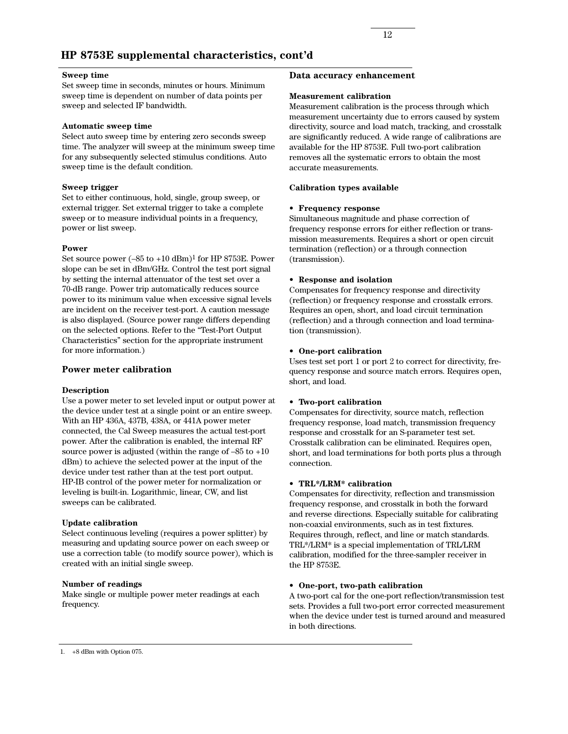## HP 8753E supplemental characteristics, cont'd

**Sweep time**
Set sweep time in seconds, minutes or hours. Minimum sweep time is dependent on number of data points per sweep and selected IF bandwidth.

**Automatic sweep time**
Select auto sweep time by entering zero seconds sweep time. The analyzer will sweep at the minimum sweep time for any subsequently selected stimulus conditions. Auto sweep time is the default condition.

**Sweep trigger**
Set to either continuous, hold, single, group sweep, or external trigger. Set external trigger to take a complete sweep or to measure individual points in a frequency, power or list sweep.

**Power**
Set source power (–85 to +10 dBm)[1] for HP 8753E. Power slope can be set in dBm/GHz. Control the test port signal by setting the internal attenuator of the test set over a 70-dB range. Power trip automatically reduces source power to its minimum value when excessive signal levels are incident on the receiver test-port. A caution message is also displayed. (Source power range differs depending on the selected options. Refer to the "Test-Port Output Characteristics" section for the appropriate instrument for more information.)

### Power meter calibration

**Description**
Use a power meter to set leveled input or output power at the device under test at a single point or an entire sweep. With an HP 436A, 437B, 438A, or 441A power meter connected, the Cal Sweep measures the actual test-port power. After the calibration is enabled, the internal RF source power is adjusted (within the range of –85 to +10 dBm) to achieve the selected power at the input of the device under test rather than at the test port output. HP-IB control of the power meter for normalization or leveling is built-in. Logarithmic, linear, CW, and list sweeps can be calibrated.

**Update calibration**
Select continuous leveling (requires a power splitter) by measuring and updating source power on each sweep or use a correction table (to modify source power), which is created with an initial single sweep.

**Number of readings**
Make single or multiple power meter readings at each frequency.

### Data accuracy enhancement

**Measurement calibration**
Measurement calibration is the process through which measurement uncertainty due to errors caused by system directivity, source and load match, tracking, and crosstalk are significantly reduced. A wide range of calibrations are available for the HP 8753E. Full two-port calibration removes all the systematic errors to obtain the most accurate measurements.

**Calibration types available**

- **Frequency response**
Simultaneous magnitude and phase correction of frequency response errors for either reflection or transmission measurements. Requires a short or open circuit termination (reflection) or a through connection (transmission).

- **Response and isolation**
Compensates for frequency response and directivity (reflection) or frequency response and crosstalk errors. Requires an open, short, and load circuit termination (reflection) and a through connection and load termination (transmission).

- **One-port calibration**
Uses test set port 1 or port 2 to correct for directivity, frequency response and source match errors. Requires open, short, and load.

- **Two-port calibration**
Compensates for directivity, source match, reflection frequency response, load match, transmission frequency response and crosstalk for an S-parameter test set. Crosstalk calibration can be eliminated. Requires open, short, and load terminations for both ports plus a through connection.

- **TRL*/LRM* calibration**
Compensates for directivity, reflection and transmission frequency response, and crosstalk in both the forward and reverse directions. Especially suitable for calibrating non-coaxial environments, such as in test fixtures. Requires through, reflect, and line or match standards. TRL*/LRM* is a special implementation of TRL/LRM calibration, modified for the three-sampler receiver in the HP 8753E.

- **One-port, two-path calibration**
A two-port cal for the one-port reflection/transmission test sets. Provides a full two-port error corrected measurement when the device under test is turned around and measured in both directions.

1. +8 dBm with Option 075.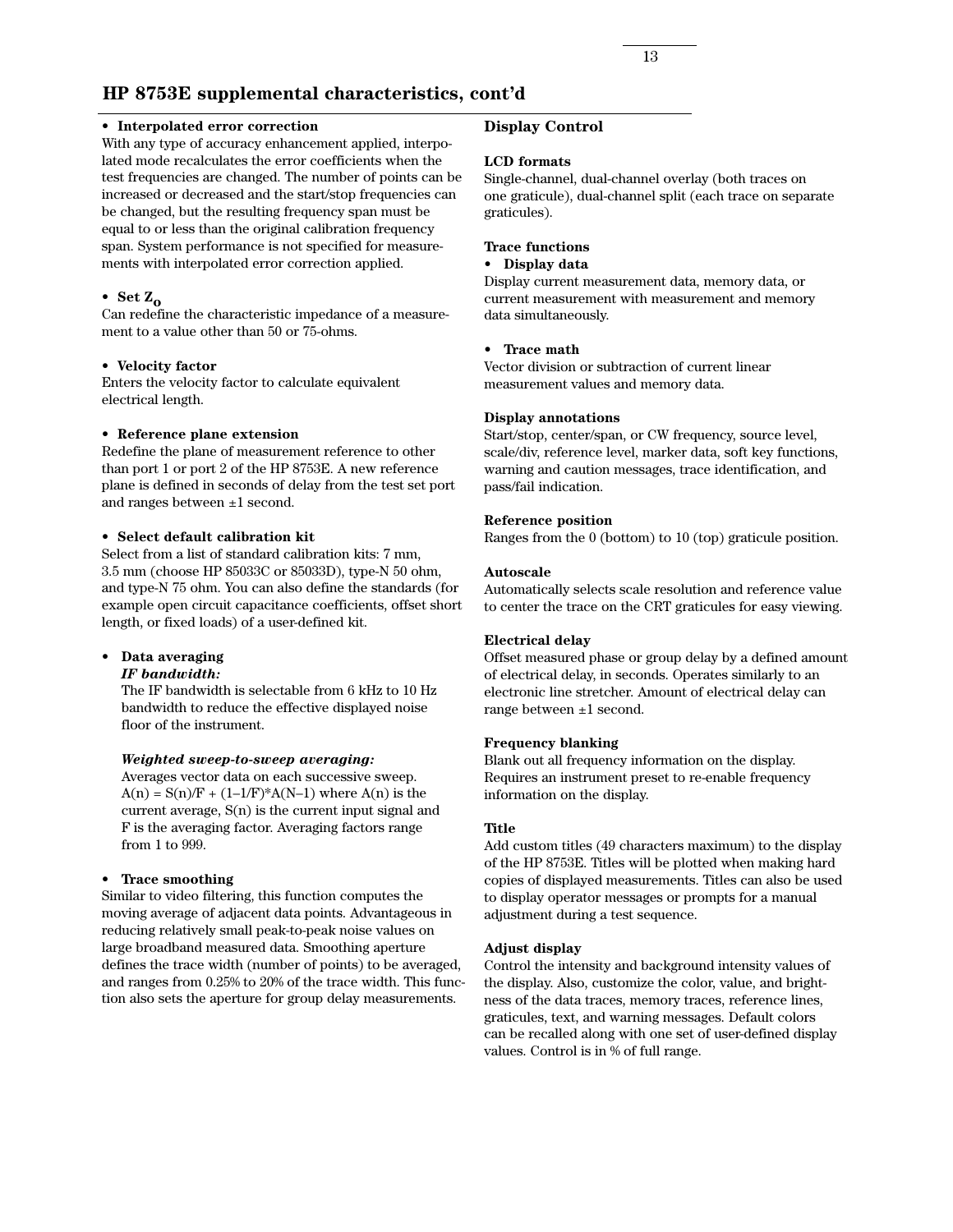## HP 8753E supplemental characteristics, cont'd

- **Interpolated error correction**

With any type of accuracy enhancement applied, interpolated mode recalculates the error coefficients when the test frequencies are changed. The number of points can be increased or decreased and the start/stop frequencies can be changed, but the resulting frequency span must be equal to or less than the original calibration frequency span. System performance is not specified for measurements with interpolated error correction applied.

- **Set $Z_0$**

Can redefine the characteristic impedance of a measurement to a value other than 50 or 75-ohms.

- **Velocity factor**

Enters the velocity factor to calculate equivalent electrical length.

- **Reference plane extension**

Redefine the plane of measurement reference to other than port 1 or port 2 of the HP 8753E. A new reference plane is defined in seconds of delay from the test set port and ranges between ±1 second.

- **Select default calibration kit**

Select from a list of standard calibration kits: 7 mm, 3.5 mm (choose HP 85033C or 85033D), type-N 50 ohm, and type-N 75 ohm. You can also define the standards (for example open circuit capacitance coefficients, offset short length, or fixed loads) of a user-defined kit.

- **Data averaging**

  ***IF bandwidth:***
  The IF bandwidth is selectable from 6 kHz to 10 Hz bandwidth to reduce the effective displayed noise floor of the instrument.

  ***Weighted sweep-to-sweep averaging:***
  Averages vector data on each successive sweep. $A(n) = S(n)/F + (1–1/F)*A(N–1)$ where $A(n)$ is the current average, $S(n)$ is the current input signal and F is the averaging factor. Averaging factors range from 1 to 999.

- **Trace smoothing**

Similar to video filtering, this function computes the moving average of adjacent data points. Advantageous in reducing relatively small peak-to-peak noise values on large broadband measured data. Smoothing aperture defines the trace width (number of points) to be averaged, and ranges from 0.25% to 20% of the trace width. This function also sets the aperture for group delay measurements.

### Display Control

**LCD formats**

Single-channel, dual-channel overlay (both traces on one graticule), dual-channel split (each trace on separate graticules).

**Trace functions**

- **Display data**

Display current measurement data, memory data, or current measurement with measurement and memory data simultaneously.

- **Trace math**

Vector division or subtraction of current linear measurement values and memory data.

**Display annotations**

Start/stop, center/span, or CW frequency, source level, scale/div, reference level, marker data, soft key functions, warning and caution messages, trace identification, and pass/fail indication.

**Reference position**

Ranges from the 0 (bottom) to 10 (top) graticule position.

**Autoscale**

Automatically selects scale resolution and reference value to center the trace on the CRT graticules for easy viewing.

**Electrical delay**

Offset measured phase or group delay by a defined amount of electrical delay, in seconds. Operates similarly to an electronic line stretcher. Amount of electrical delay can range between ±1 second.

**Frequency blanking**

Blank out all frequency information on the display. Requires an instrument preset to re-enable frequency information on the display.

**Title**

Add custom titles (49 characters maximum) to the display of the HP 8753E. Titles will be plotted when making hard copies of displayed measurements. Titles can also be used to display operator messages or prompts for a manual adjustment during a test sequence.

**Adjust display**

Control the intensity and background intensity values of the display. Also, customize the color, value, and brightness of the data traces, memory traces, reference lines, graticules, text, and warning messages. Default colors can be recalled along with one set of user-defined display values. Control is in % of full range.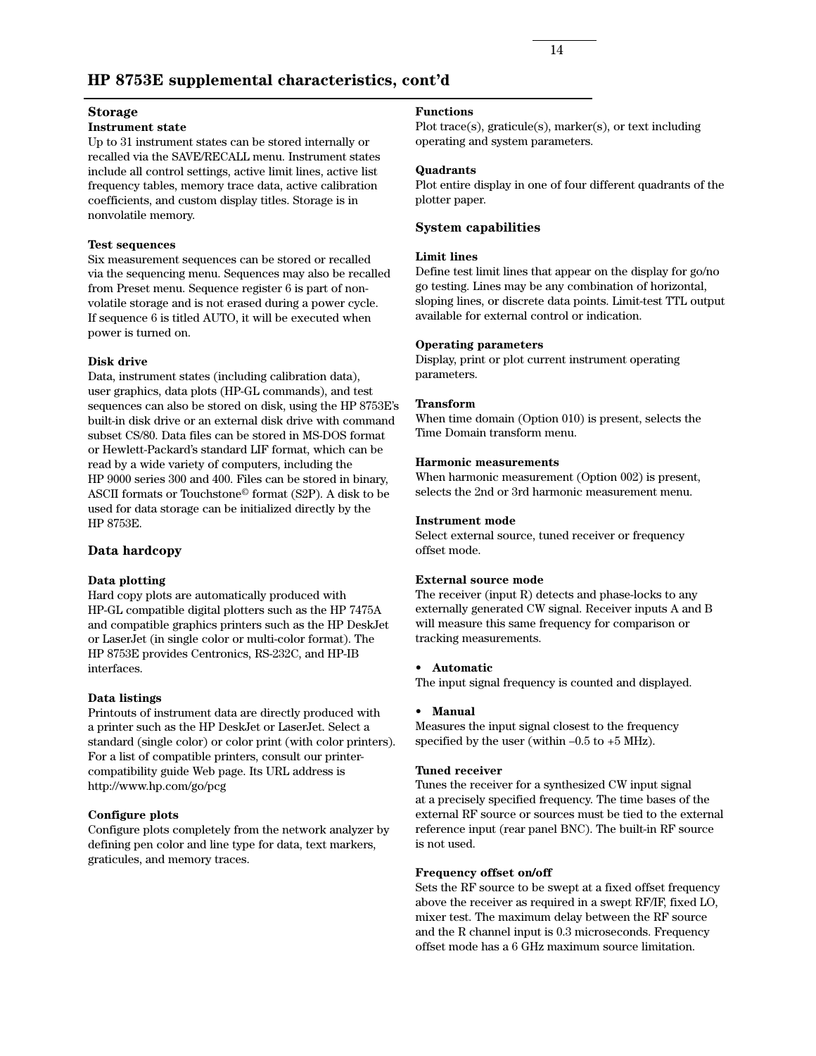## HP 8753E supplemental characteristics, cont'd

### Storage

**Instrument state**

Up to 31 instrument states can be stored internally or recalled via the SAVE/RECALL menu. Instrument states include all control settings, active limit lines, active list frequency tables, memory trace data, active calibration coefficients, and custom display titles. Storage is in nonvolatile memory.

**Test sequences**

Six measurement sequences can be stored or recalled via the sequencing menu. Sequences may also be recalled from Preset menu. Sequence register 6 is part of non-volatile storage and is not erased during a power cycle. If sequence 6 is titled AUTO, it will be executed when power is turned on.

**Disk drive**

Data, instrument states (including calibration data), user graphics, data plots (HP-GL commands), and test sequences can also be stored on disk, using the HP 8753E's built-in disk drive or an external disk drive with command subset CS/80. Data files can be stored in MS-DOS format or Hewlett-Packard's standard LIF format, which can be read by a wide variety of computers, including the HP 9000 series 300 and 400. Files can be stored in binary, ASCII formats or Touchstone© format (S2P). A disk to be used for data storage can be initialized directly by the HP 8753E.

### Data hardcopy

**Data plotting**

Hard copy plots are automatically produced with HP-GL compatible digital plotters such as the HP 7475A and compatible graphics printers such as the HP DeskJet or LaserJet (in single color or multi-color format). The HP 8753E provides Centronics, RS-232C, and HP-IB interfaces.

**Data listings**

Printouts of instrument data are directly produced with a printer such as the HP DeskJet or LaserJet. Select a standard (single color) or color print (with color printers). For a list of compatible printers, consult our printer-compatibility guide Web page. Its URL address is http://www.hp.com/go/pcg

**Configure plots**

Configure plots completely from the network analyzer by defining pen color and line type for data, text markers, graticules, and memory traces.

**Functions**

Plot trace(s), graticule(s), marker(s), or text including operating and system parameters.

**Quadrants**

Plot entire display in one of four different quadrants of the plotter paper.

### System capabilities

**Limit lines**

Define test limit lines that appear on the display for go/no go testing. Lines may be any combination of horizontal, sloping lines, or discrete data points. Limit-test TTL output available for external control or indication.

**Operating parameters**

Display, print or plot current instrument operating parameters.

**Transform**

When time domain (Option 010) is present, selects the Time Domain transform menu.

**Harmonic measurements**

When harmonic measurement (Option 002) is present, selects the 2nd or 3rd harmonic measurement menu.

**Instrument mode**

Select external source, tuned receiver or frequency offset mode.

**External source mode**

The receiver (input R) detects and phase-locks to any externally generated CW signal. Receiver inputs A and B will measure this same frequency for comparison or tracking measurements.

- **Automatic**

The input signal frequency is counted and displayed.

- **Manual**

Measures the input signal closest to the frequency specified by the user (within –0.5 to +5 MHz).

**Tuned receiver**

Tunes the receiver for a synthesized CW input signal at a precisely specified frequency. The time bases of the external RF source or sources must be tied to the external reference input (rear panel BNC). The built-in RF source is not used.

**Frequency offset on/off**

Sets the RF source to be swept at a fixed offset frequency above the receiver as required in a swept RF/IF, fixed LO, mixer test. The maximum delay between the RF source and the R channel input is 0.3 microseconds. Frequency offset mode has a 6 GHz maximum source limitation.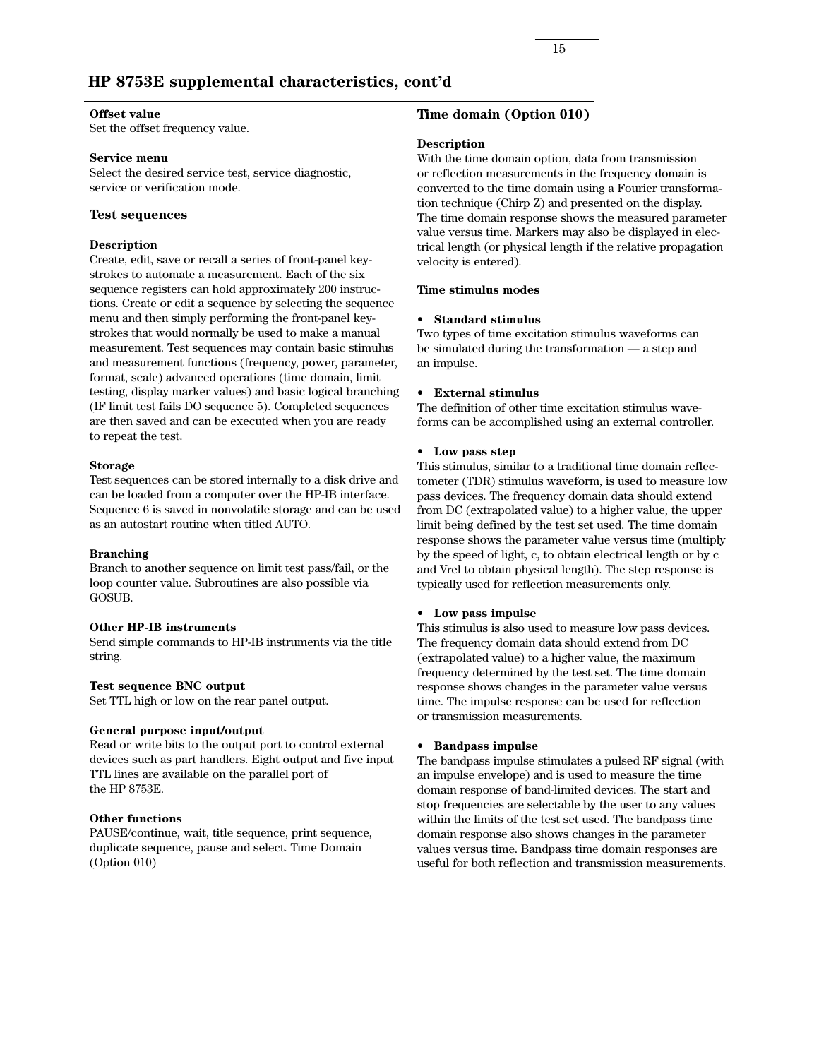## HP 8753E supplemental characteristics, cont'd

**Offset value**
Set the offset frequency value.

**Service menu**
Select the desired service test, service diagnostic, service or verification mode.

### Test sequences

**Description**
Create, edit, save or recall a series of front-panel keystrokes to automate a measurement. Each of the six sequence registers can hold approximately 200 instructions. Create or edit a sequence by selecting the sequence menu and then simply performing the front-panel keystrokes that would normally be used to make a manual measurement. Test sequences may contain basic stimulus and measurement functions (frequency, power, parameter, format, scale) advanced operations (time domain, limit testing, display marker values) and basic logical branching (IF limit test fails DO sequence 5). Completed sequences are then saved and can be executed when you are ready to repeat the test.

**Storage**
Test sequences can be stored internally to a disk drive and can be loaded from a computer over the HP-IB interface. Sequence 6 is saved in nonvolatile storage and can be used as an autostart routine when titled AUTO.

**Branching**
Branch to another sequence on limit test pass/fail, or the loop counter value. Subroutines are also possible via GOSUB.

**Other HP-IB instruments**
Send simple commands to HP-IB instruments via the title string.

**Test sequence BNC output**
Set TTL high or low on the rear panel output.

**General purpose input/output**
Read or write bits to the output port to control external devices such as part handlers. Eight output and five input TTL lines are available on the parallel port of the HP 8753E.

**Other functions**
PAUSE/continue, wait, title sequence, print sequence, duplicate sequence, pause and select. Time Domain (Option 010)

### Time domain (Option 010)

**Description**
With the time domain option, data from transmission or reflection measurements in the frequency domain is converted to the time domain using a Fourier transformation technique (Chirp Z) and presented on the display. The time domain response shows the measured parameter value versus time. Markers may also be displayed in electrical length (or physical length if the relative propagation velocity is entered).

**Time stimulus modes**

- **Standard stimulus**

Two types of time excitation stimulus waveforms can be simulated during the transformation — a step and an impulse.

- **External stimulus**

The definition of other time excitation stimulus waveforms can be accomplished using an external controller.

- **Low pass step**

This stimulus, similar to a traditional time domain reflectometer (TDR) stimulus waveform, is used to measure low pass devices. The frequency domain data should extend from DC (extrapolated value) to a higher value, the upper limit being defined by the test set used. The time domain response shows the parameter value versus time (multiply by the speed of light, c, to obtain electrical length or by c and Vrel to obtain physical length). The step response is typically used for reflection measurements only.

- **Low pass impulse**

This stimulus is also used to measure low pass devices. The frequency domain data should extend from DC (extrapolated value) to a higher value, the maximum frequency determined by the test set. The time domain response shows changes in the parameter value versus time. The impulse response can be used for reflection or transmission measurements.

- **Bandpass impulse**

The bandpass impulse stimulates a pulsed RF signal (with an impulse envelope) and is used to measure the time domain response of band-limited devices. The start and stop frequencies are selectable by the user to any values within the limits of the test set used. The bandpass time domain response also shows changes in the parameter values versus time. Bandpass time domain responses are useful for both reflection and transmission measurements.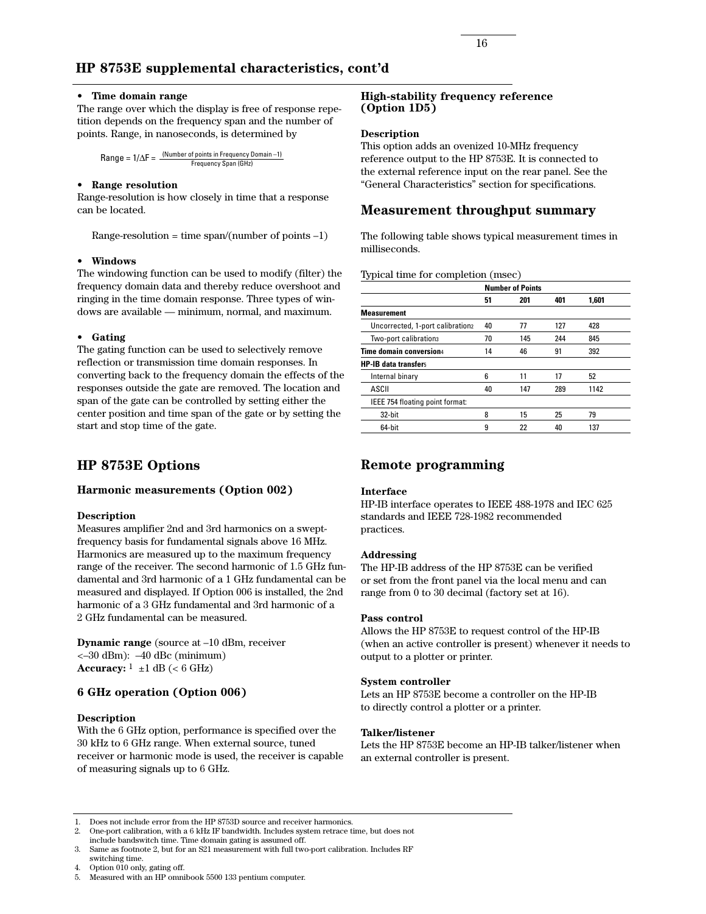## HP 8753E supplemental characteristics, cont'd

- **Time domain range**

The range over which the display is free of response repetition depends on the frequency span and the number of points. Range, in nanoseconds, is determined by

$$\text{Range} = 1/\Delta F = \frac{(\text{Number of points in Frequency Domain} - 1)}{\text{Frequency Span (GHz)}}$$

- **Range resolution**

Range-resolution is how closely in time that a response can be located.

Range-resolution = time span/(number of points –1)

- **Windows**

The windowing function can be used to modify (filter) the frequency domain data and thereby reduce overshoot and ringing in the time domain response. Three types of windows are available — minimum, normal, and maximum.

- **Gating**

The gating function can be used to selectively remove reflection or transmission time domain responses. In converting back to the frequency domain the effects of the responses outside the gate are removed. The location and span of the gate can be controlled by setting either the center position and time span of the gate or by setting the start and stop time of the gate.

## HP 8753E Options

### Harmonic measurements (Option 002)

**Description**

Measures amplifier 2nd and 3rd harmonics on a swept-frequency basis for fundamental signals above 16 MHz. Harmonics are measured up to the maximum frequency range of the receiver. The second harmonic of 1.5 GHz fundamental and 3rd harmonic of a 1 GHz fundamental can be measured and displayed. If Option 006 is installed, the 2nd harmonic of a 3 GHz fundamental and 3rd harmonic of a 2 GHz fundamental can be measured.

**Dynamic range** (source at –10 dBm, receiver <–30 dBm): –40 dBc (minimum)
**Accuracy:** [1] ±1 dB (< 6 GHz)

### 6 GHz operation (Option 006)

**Description**

With the 6 GHz option, performance is specified over the 30 kHz to 6 GHz range. When external source, tuned receiver or harmonic mode is used, the receiver is capable of measuring signals up to 6 GHz.

### High-stability frequency reference (Option 1D5)

**Description**

This option adds an ovenized 10-MHz frequency reference output to the HP 8753E. It is connected to the external reference input on the rear panel. See the "General Characteristics" section for specifications.

## Measurement throughput summary

The following table shows typical measurement times in milliseconds.

Typical time for completion (msec)

| | Number of Points | | | |
|---|---|---|---|---|
| | 51 | 201 | 401 | 1,601 |
| **Measurement** | | | | |
| Uncorrected, 1-port calibration[2] | 40 | 77 | 127 | 428 |
| Two-port calibration[3] | 70 | 145 | 244 | 845 |
| **Time domain conversion**[4] | 14 | 46 | 91 | 392 |
| **HP-IB data transfer**[5] | | | | |
| Internal binary | 6 | 11 | 17 | 52 |
| ASCII | 40 | 147 | 289 | 1142 |
| IEEE 754 floating point format: | | | | |
| 32-bit | 8 | 15 | 25 | 79 |
| 64-bit | 9 | 22 | 40 | 137 |

## Remote programming

**Interface**

HP-IB interface operates to IEEE 488-1978 and IEC 625 standards and IEEE 728-1982 recommended practices.

**Addressing**

The HP-IB address of the HP 8753E can be verified or set from the front panel via the local menu and can range from 0 to 30 decimal (factory set at 16).

**Pass control**

Allows the HP 8753E to request control of the HP-IB (when an active controller is present) whenever it needs to output to a plotter or printer.

**System controller**

Lets an HP 8753E become a controller on the HP-IB to directly control a plotter or a printer.

**Talker/listener**

Lets the HP 8753E become an HP-IB talker/listener when an external controller is present.

1. Does not include error from the HP 8753D source and receiver harmonics.
2. One-port calibration, with a 6 kHz IF bandwidth. Includes system retrace time, but does not include bandswitch time. Time domain gating is assumed off.
3. Same as footnote 2, but for an S21 measurement with full two-port calibration. Includes RF switching time.
4. Option 010 only, gating off.
5. Measured with an HP omnibook 5500 133 pentium computer.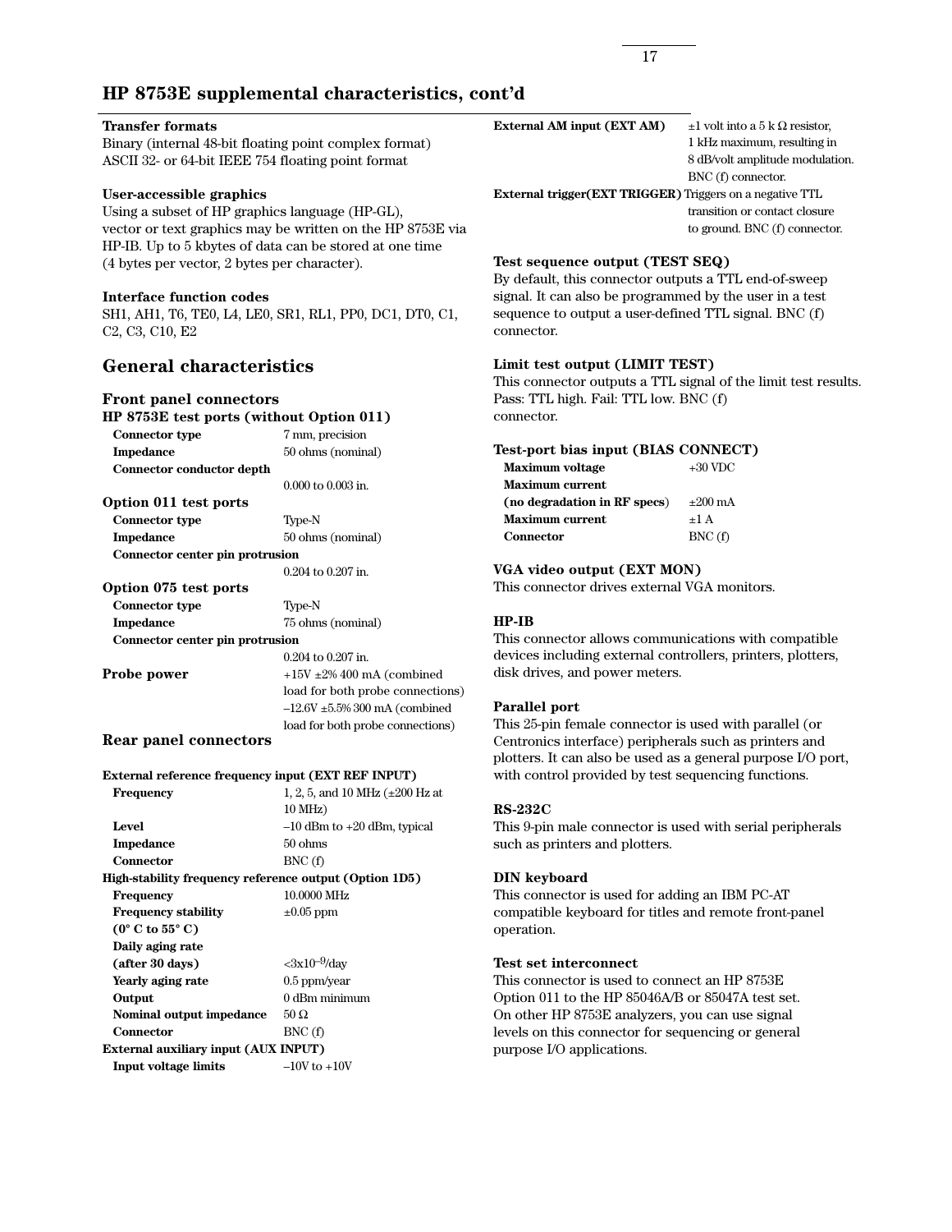## HP 8753E supplemental characteristics, cont'd

**Transfer formats**
Binary (internal 48-bit floating point complex format)
ASCII 32- or 64-bit IEEE 754 floating point format

**User-accessible graphics**
Using a subset of HP graphics language (HP-GL), vector or text graphics may be written on the HP 8753E via HP-IB. Up to 5 kbytes of data can be stored at one time (4 bytes per vector, 2 bytes per character).

**Interface function codes**
SH1, AH1, T6, TE0, L4, LE0, SR1, RL1, PP0, DC1, DT0, C1, C2, C3, C10, E2

## General characteristics

### Front panel connectors

**HP 8753E test ports (without Option 011)**

| | |
|---|---|
| **Connector type** | 7 mm, precision |
| **Impedance** | 50 ohms (nominal) |
| **Connector conductor depth** | 0.000 to 0.003 in. |

**Option 011 test ports**

| | |
|---|---|
| **Connector type** | Type-N |
| **Impedance** | 50 ohms (nominal) |
| **Connector center pin protrusion** | 0.204 to 0.207 in. |

**Option 075 test ports**

| | |
|---|---|
| **Connector type** | Type-N |
| **Impedance** | 75 ohms (nominal) |
| **Connector center pin protrusion** | 0.204 to 0.207 in. |

**Probe power** +15V ±2% 400 mA (combined load for both probe connections)
–12.6V ±5.5% 300 mA (combined load for both probe connections)

### Rear panel connectors

**External reference frequency input (EXT REF INPUT)**

| | |
|---|---|
| **Frequency** | 1, 2, 5, and 10 MHz (±200 Hz at 10 MHz) |
| **Level** | –10 dBm to +20 dBm, typical |
| **Impedance** | 50 ohms |
| **Connector** | BNC (f) |

**High-stability frequency reference output (Option 1D5)**

| | |
|---|---|
| **Frequency** | 10.0000 MHz |
| **Frequency stability (0° C to 55° C)** | ±0.05 ppm |
| **Daily aging rate (after 30 days)** | $<3x10^{-9}$/day |
| **Yearly aging rate** | 0.5 ppm/year |
| **Output** | 0 dBm minimum |
| **Nominal output impedance** | 50 Ω |
| **Connector** | BNC (f) |

**External auxiliary input (AUX INPUT)**

| | |
|---|---|
| **Input voltage limits** | –10V to +10V |

**External AM input (EXT AM)** ±1 volt into a 5 k Ω resistor, 1 kHz maximum, resulting in 8 dB/volt amplitude modulation. BNC (f) connector.

**External trigger(EXT TRIGGER)** Triggers on a negative TTL transition or contact closure to ground. BNC (f) connector.

**Test sequence output (TEST SEQ)**
By default, this connector outputs a TTL end-of-sweep signal. It can also be programmed by the user in a test sequence to output a user-defined TTL signal. BNC (f) connector.

**Limit test output (LIMIT TEST)**
This connector outputs a TTL signal of the limit test results. Pass: TTL high. Fail: TTL low. BNC (f) connector.

**Test-port bias input (BIAS CONNECT)**

| | |
|---|---|
| **Maximum voltage** | +30 VDC |
| **Maximum current (no degradation in RF specs)** | ±200 mA |
| **Maximum current** | ±1 A |
| **Connector** | BNC (f) |

**VGA video output (EXT MON)**
This connector drives external VGA monitors.

**HP-IB**
This connector allows communications with compatible devices including external controllers, printers, plotters, disk drives, and power meters.

**Parallel port**
This 25-pin female connector is used with parallel (or Centronics interface) peripherals such as printers and plotters. It can also be used as a general purpose I/O port, with control provided by test sequencing functions.

**RS-232C**
This 9-pin male connector is used with serial peripherals such as printers and plotters.

**DIN keyboard**
This connector is used for adding an IBM PC-AT compatible keyboard for titles and remote front-panel operation.

**Test set interconnect**
This connector is used to connect an HP 8753E Option 011 to the HP 85046A/B or 85047A test set. On other HP 8753E analyzers, you can use signal levels on this connector for sequencing or general purpose I/O applications.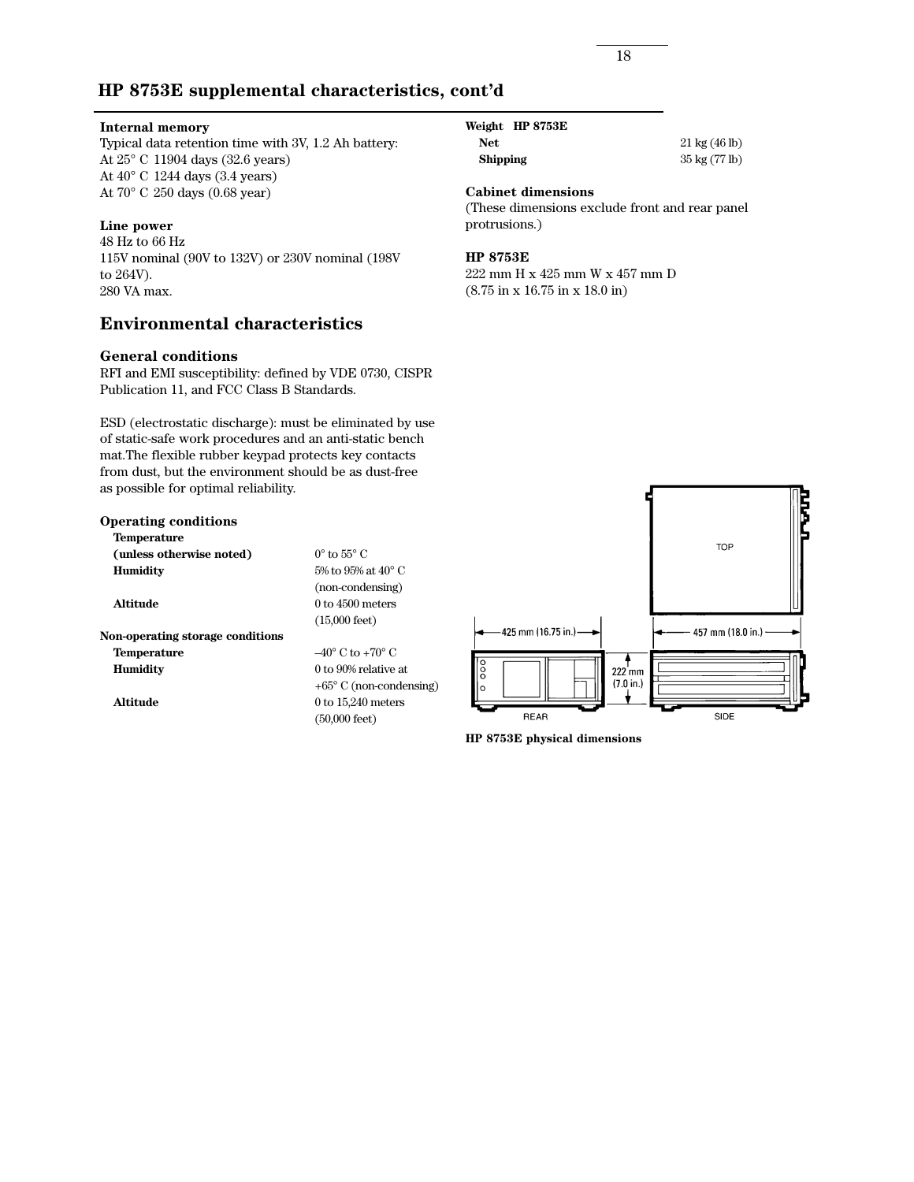## HP 8753E supplemental characteristics, cont'd

**Internal memory**

Typical data retention time with 3V, 1.2 Ah battery:
At 25° C 11904 days (32.6 years)
At 40° C 1244 days (3.4 years)
At 70° C 250 days (0.68 year)

**Line power**

48 Hz to 66 Hz
115V nominal (90V to 132V) or 230V nominal (198V to 264V).
280 VA max.

## Environmental characteristics

### General conditions

RFI and EMI susceptibility: defined by VDE 0730, CISPR Publication 11, and FCC Class B Standards.

ESD (electrostatic discharge): must be eliminated by use of static-safe work procedures and an anti-static bench mat.The flexible rubber keypad protects key contacts from dust, but the environment should be as dust-free as possible for optimal reliability.

### Operating conditions

| | |
|---|---|
| **Temperature (unless otherwise noted)** | 0° to 55° C |
| **Humidity** | 5% to 95% at 40° C (non-condensing) |
| **Altitude** | 0 to 4500 meters (15,000 feet) |

**Non-operating storage conditions**

| | |
|---|---|
| **Temperature** | –40° C to +70° C |
| **Humidity** | 0 to 90% relative at +65° C (non-condensing) |
| **Altitude** | 0 to 15,240 meters (50,000 feet) |

**Weight HP 8753E**

| | |
|---|---|
| **Net** | 21 kg (46 lb) |
| **Shipping** | 35 kg (77 lb) |

**Cabinet dimensions**

(These dimensions exclude front and rear panel protrusions.)

**HP 8753E**

222 mm H x 425 mm W x 457 mm D
(8.75 in x 16.75 in x 18.0 in)

TOP
425 mm (16.75 in.)
457 mm (18.0 in.)
222 mm (7.0 in.)
REAR
SIDE

**HP 8753E physical dimensions**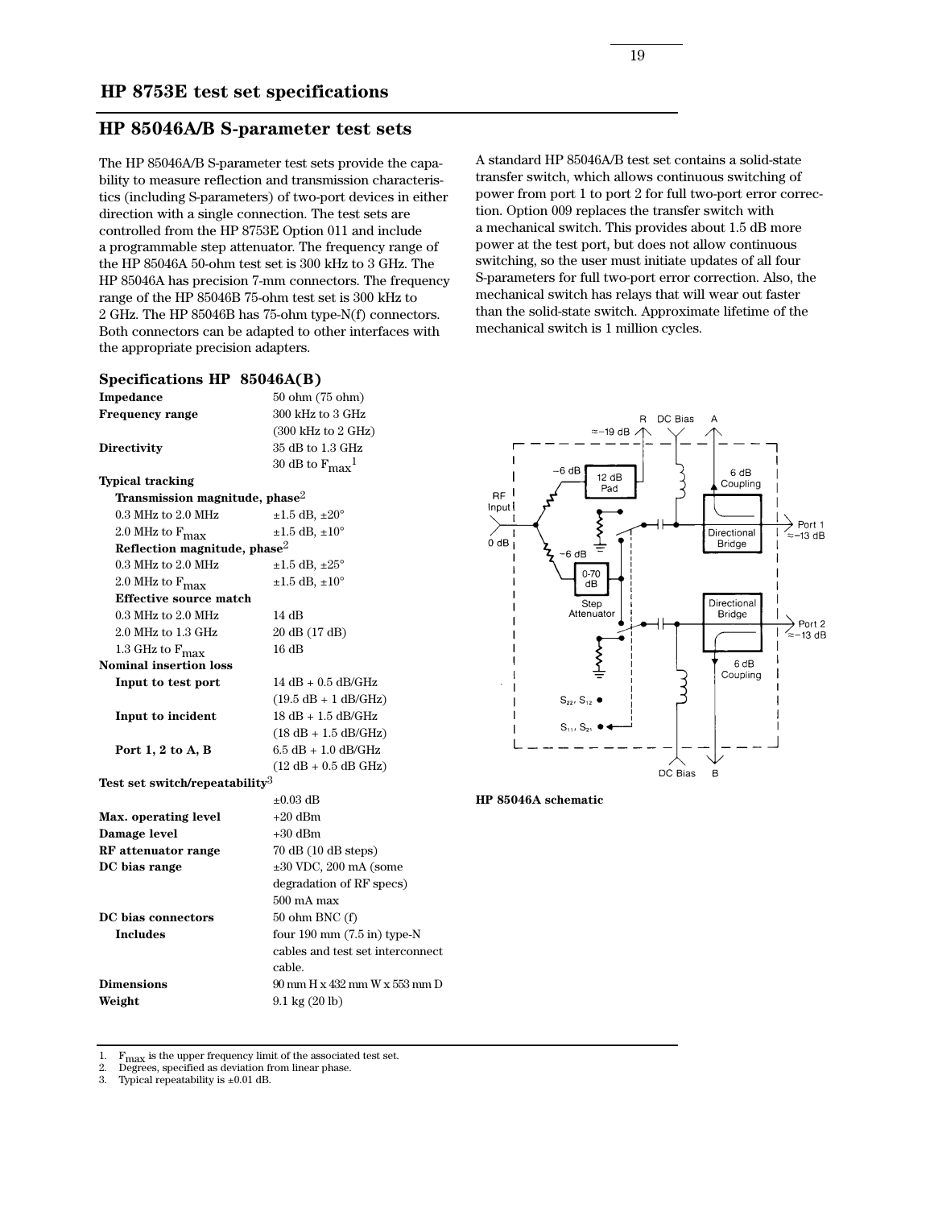## HP 8753E test set specifications

## HP 85046A/B S-parameter test sets

The HP 85046A/B S-parameter test sets provide the capability to measure reflection and transmission characteristics (including S-parameters) of two-port devices in either direction with a single connection. The test sets are controlled from the HP 8753E Option 011 and include a programmable step attenuator. The frequency range of the HP 85046A 50-ohm test set is 300 kHz to 3 GHz. The HP 85046A has precision 7-mm connectors. The frequency range of the HP 85046B 75-ohm test set is 300 kHz to 2 GHz. The HP 85046B has 75-ohm type-N(f) connectors. Both connectors can be adapted to other interfaces with the appropriate precision adapters.

A standard HP 85046A/B test set contains a solid-state transfer switch, which allows continuous switching of power from port 1 to port 2 for full two-port error correction. Option 009 replaces the transfer switch with a mechanical switch. This provides about 1.5 dB more power at the test port, but does not allow continuous switching, so the user must initiate updates of all four S-parameters for full two-port error correction. Also, the mechanical switch has relays that will wear out faster than the solid-state switch. Approximate lifetime of the mechanical switch is 1 million cycles.

### Specifications HP 85046A(B)

| | |
|---|---|
| **Impedance** | 50 ohm (75 ohm) |
| **Frequency range** | 300 kHz to 3 GHz (300 kHz to 2 GHz) |
| **Directivity** | 35 dB to 1.3 GHz<br>30 dB to $F_{max}$[1] |
| **Typical tracking** | |
| **Transmission magnitude, phase**[2] | |
| 0.3 MHz to 2.0 MHz | ±1.5 dB, ±20° |
| 2.0 MHz to $F_{max}$ | ±1.5 dB, ±10° |
| **Reflection magnitude, phase**[2] | |
| 0.3 MHz to 2.0 MHz | ±1.5 dB, ±25° |
| 2.0 MHz to $F_{max}$ | ±1.5 dB, ±10° |
| **Effective source match** | |
| 0.3 MHz to 2.0 MHz | 14 dB |
| 2.0 MHz to 1.3 GHz | 20 dB (17 dB) |
| 1.3 GHz to $F_{max}$ | 16 dB |
| **Nominal insertion loss** | |
| **Input to test port** | 14 dB + 0.5 dB/GHz<br>(19.5 dB + 1 dB/GHz) |
| **Input to incident** | 18 dB + 1.5 dB/GHz<br>(18 dB + 1.5 dB/GHz) |
| **Port 1, 2 to A, B** | 6.5 dB + 1.0 dB/GHz<br>(12 dB + 0.5 dB GHz) |
| **Test set switch/repeatability**[3] | ±0.03 dB |
| **Max. operating level** | +20 dBm |
| **Damage level** | +30 dBm |
| **RF attenuator range** | 70 dB (10 dB steps) |
| **DC bias range** | ±30 VDC, 200 mA (some degradation of RF specs)<br>500 mA max |
| **DC bias connectors** | 50 ohm BNC (f) |
| **Includes** | four 190 mm (7.5 in) type-N cables and test set interconnect cable. |
| **Dimensions** | 90 mm H x 432 mm W x 553 mm D |
| **Weight** | 9.1 kg (20 lb) |

R DC Bias A
≈−19 dB
RF Input
0 dB
−6 dB
12 dB Pad
6 dB Coupling
Directional Bridge
Port 1 ≈−13 dB
−6 dB
0-70 dB
Step Attenuator
Directional Bridge
Port 2 ≈−13 dB
6 dB Coupling
$S_{22}$, $S_{12}$
$S_{11}$, $S_{21}$
DC Bias B

**HP 85046A schematic**

1. $F_{max}$ is the upper frequency limit of the associated test set.
2. Degrees, specified as deviation from linear phase.
3. Typical repeatability is ±0.01 dB.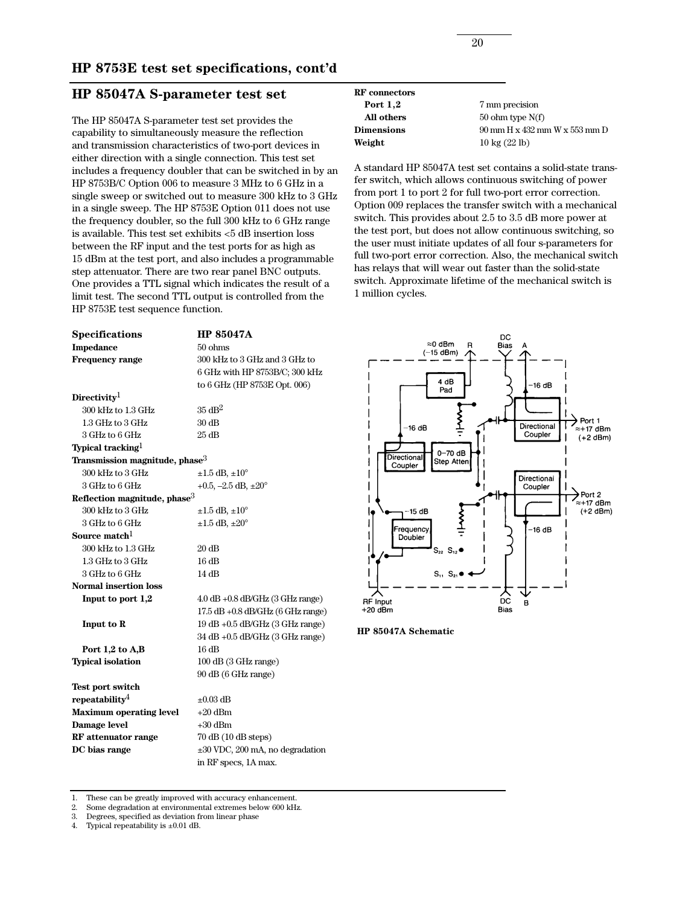## HP 8753E test set specifications, cont'd

### HP 85047A S-parameter test set

The HP 85047A S-parameter test set provides the capability to simultaneously measure the reflection and transmission characteristics of two-port devices in either direction with a single connection. This test set includes a frequency doubler that can be switched in by an HP 8753B/C Option 006 to measure 3 MHz to 6 GHz in a single sweep or switched out to measure 300 kHz to 3 GHz in a single sweep. The HP 8753E Option 011 does not use the frequency doubler, so the full 300 kHz to 6 GHz range is available. This test set exhibits <5 dB insertion loss between the RF input and the test ports for as high as 15 dBm at the test port, and also includes a programmable step attenuator. There are two rear panel BNC outputs. One provides a TTL signal which indicates the result of a limit test. The second TTL output is controlled from the HP 8753E test sequence function.

| Specifications | HP 85047A |
| --- | --- |
| **Impedance** | 50 ohms |
| **Frequency range** | 300 kHz to 3 GHz and 3 GHz to 6 GHz with HP 8753B/C; 300 kHz to 6 GHz (HP 8753E Opt. 006) |
| **Directivity**[1] | |
| 300 kHz to 1.3 GHz | 35 dB[2] |
| 1.3 GHz to 3 GHz | 30 dB |
| 3 GHz to 6 GHz | 25 dB |
| **Typical tracking**[1] | |
| **Transmission magnitude, phase**[3] | |
| 300 kHz to 3 GHz | ±1.5 dB, ±10° |
| 3 GHz to 6 GHz | +0.5, –2.5 dB, ±20° |
| **Reflection magnitude, phase**[3] | |
| 300 kHz to 3 GHz | ±1.5 dB, ±10° |
| 3 GHz to 6 GHz | ±1.5 dB, ±20° |
| **Source match**[1] | |
| 300 kHz to 1.3 GHz | 20 dB |
| 1.3 GHz to 3 GHz | 16 dB |
| 3 GHz to 6 GHz | 14 dB |
| **Normal insertion loss** | |
| **Input to port 1,2** | 4.0 dB +0.8 dB/GHz (3 GHz range) |
| | 17.5 dB +0.8 dB/GHz (6 GHz range) |
| **Input to R** | 19 dB +0.5 dB/GHz (3 GHz range) |
| | 34 dB +0.5 dB/GHz (3 GHz range) |
| **Port 1,2 to A,B** | 16 dB |
| **Typical isolation** | 100 dB (3 GHz range) |
| | 90 dB (6 GHz range) |
| **Test port switch repeatability**[4] | ±0.03 dB |
| **Maximum operating level** | +20 dBm |
| **Damage level** | +30 dBm |
| **RF attenuator range** | 70 dB (10 dB steps) |
| **DC bias range** | ±30 VDC, 200 mA, no degradation in RF specs, 1A max. |

| | |
| --- | --- |
| **RF connectors** | |
| **Port 1,2** | 7 mm precision |
| **All others** | 50 ohm type N(f) |
| **Dimensions** | 90 mm H x 432 mm W x 553 mm D |
| **Weight** | 10 kg (22 lb) |

A standard HP 85047A test set contains a solid-state transfer switch, which allows continuous switching of power from port 1 to port 2 for full two-port error correction. Option 009 replaces the transfer switch with a mechanical switch. This provides about 2.5 to 3.5 dB more power at the test port, but does not allow continuous switching, so the user must initiate updates of all four s-parameters for full two-port error correction. Also, the mechanical switch has relays that will wear out faster than the solid-state switch. Approximate lifetime of the mechanical switch is 1 million cycles.

≈0 dBm (–15 dBm)
R
DC Bias
A
4 dB Pad
–16 dB
–16 dB
Directional Coupler
Port 1 ≈+17 dBm (+2 dBm)
Directional Coupler
0–70 dB Step Atten
Directional Coupler
Port 2 ≈+17 dBm (+2 dBm)
–15 dB
Frequency Doubler
–16 dB
$S_{22}$ $S_{12}$
$S_{11}$ $S_{21}$
RF Input +20 dBm
DC Bias
B

**HP 85047A Schematic**

1. These can be greatly improved with accuracy enhancement.
2. Some degradation at environmental extremes below 600 kHz.
3. Degrees, specified as deviation from linear phase
4. Typical repeatability is ±0.01 dB.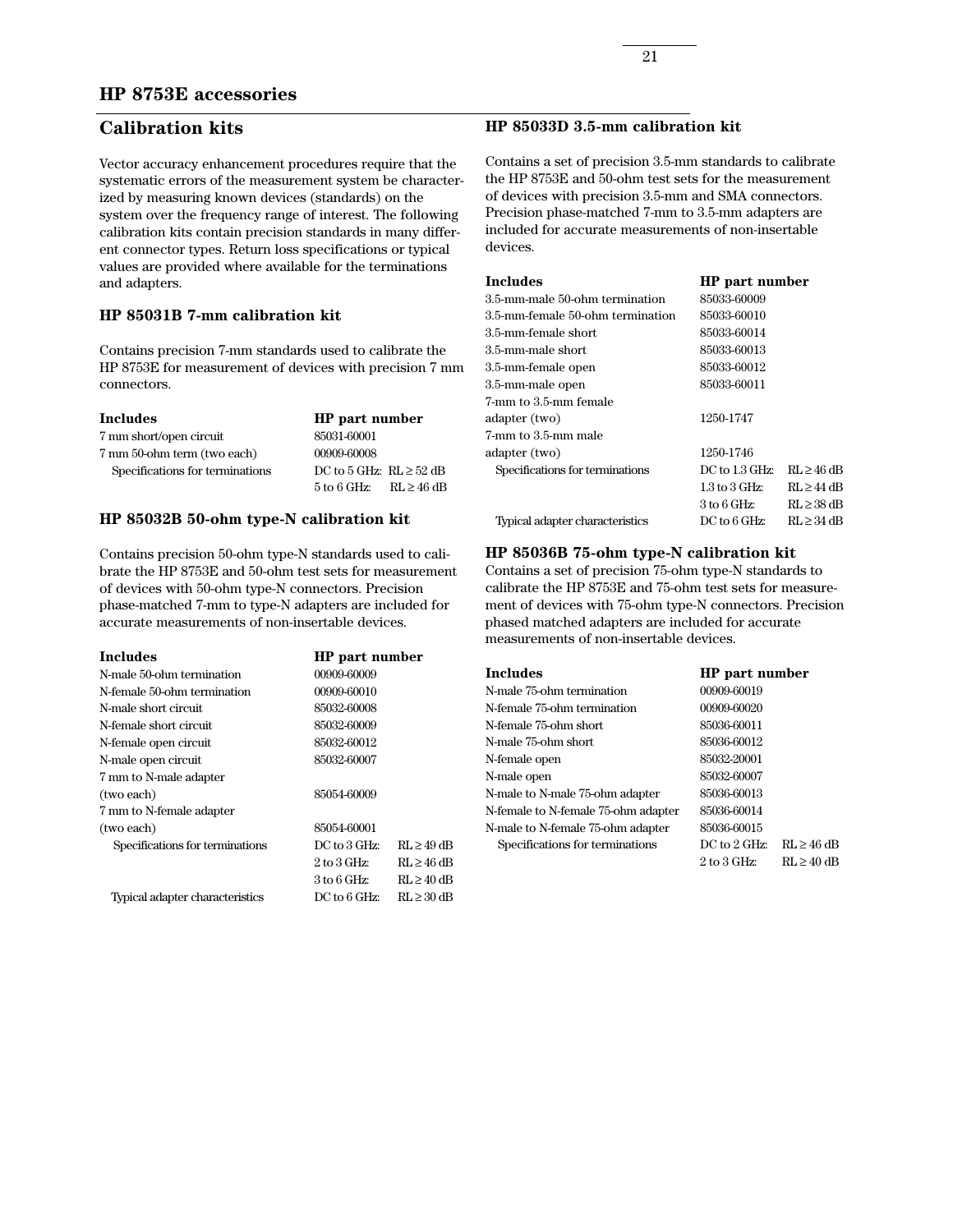# HP 8753E accessories

## Calibration kits

Vector accuracy enhancement procedures require that the systematic errors of the measurement system be characterized by measuring known devices (standards) on the system over the frequency range of interest. The following calibration kits contain precision standards in many different connector types. Return loss specifications or typical values are provided where available for the terminations and adapters.

### HP 85031B 7-mm calibration kit

Contains precision 7-mm standards used to calibrate the HP 8753E for measurement of devices with precision 7 mm connectors.

| Includes | HP part number | |
|---|---|---|
| 7 mm short/open circuit | 85031-60001 | |
| 7 mm 50-ohm term (two each) | 00909-60008 | |
| Specifications for terminations | DC to 5 GHz: | RL ≥ 52 dB |
| | 5 to 6 GHz: | RL ≥ 46 dB |

### HP 85032B 50-ohm type-N calibration kit

Contains precision 50-ohm type-N standards used to calibrate the HP 8753E and 50-ohm test sets for measurement of devices with 50-ohm type-N connectors. Precision phase-matched 7-mm to type-N adapters are included for accurate measurements of non-insertable devices.

| Includes | HP part number | |
|---|---|---|
| N-male 50-ohm termination | 00909-60009 | |
| N-female 50-ohm termination | 00909-60010 | |
| N-male short circuit | 85032-60008 | |
| N-female short circuit | 85032-60009 | |
| N-female open circuit | 85032-60012 | |
| N-male open circuit | 85032-60007 | |
| 7 mm to N-male adapter (two each) | 85054-60009 | |
| 7 mm to N-female adapter (two each) | 85054-60001 | |
| Specifications for terminations | DC to 3 GHz: | RL ≥ 49 dB |
| | 2 to 3 GHz: | RL ≥ 46 dB |
| | 3 to 6 GHz: | RL ≥ 40 dB |
| Typical adapter characteristics | DC to 6 GHz: | RL ≥ 30 dB |

### HP 85033D 3.5-mm calibration kit

Contains a set of precision 3.5-mm standards to calibrate the HP 8753E and 50-ohm test sets for the measurement of devices with precision 3.5-mm and SMA connectors. Precision phase-matched 7-mm to 3.5-mm adapters are included for accurate measurements of non-insertable devices.

| Includes | HP part number | |
|---|---|---|
| 3.5-mm-male 50-ohm termination | 85033-60009 | |
| 3.5-mm-female 50-ohm termination | 85033-60010 | |
| 3.5-mm-female short | 85033-60014 | |
| 3.5-mm-male short | 85033-60013 | |
| 3.5-mm-female open | 85033-60012 | |
| 3.5-mm-male open | 85033-60011 | |
| 7-mm to 3.5-mm female adapter (two) | 1250-1747 | |
| 7-mm to 3.5-mm male adapter (two) | 1250-1746 | |
| Specifications for terminations | DC to 1.3 GHz: | RL ≥ 46 dB |
| | 1.3 to 3 GHz: | RL ≥ 44 dB |
| | 3 to 6 GHz: | RL ≥ 38 dB |
| Typical adapter characteristics | DC to 6 GHz: | RL ≥ 34 dB |

### HP 85036B 75-ohm type-N calibration kit

Contains a set of precision 75-ohm type-N standards to calibrate the HP 8753E and 75-ohm test sets for measurement of devices with 75-ohm type-N connectors. Precision phased matched adapters are included for accurate measurements of non-insertable devices.

| Includes | HP part number | |
|---|---|---|
| N-male 75-ohm termination | 00909-60019 | |
| N-female 75-ohm termination | 00909-60020 | |
| N-female 75-ohm short | 85036-60011 | |
| N-male 75-ohm short | 85036-60012 | |
| N-female open | 85032-20001 | |
| N-male open | 85032-60007 | |
| N-male to N-male 75-ohm adapter | 85036-60013 | |
| N-female to N-female 75-ohm adapter | 85036-60014 | |
| N-male to N-female 75-ohm adapter | 85036-60015 | |
| Specifications for terminations | DC to 2 GHz: | RL ≥ 46 dB |
| | 2 to 3 GHz: | RL ≥ 40 dB |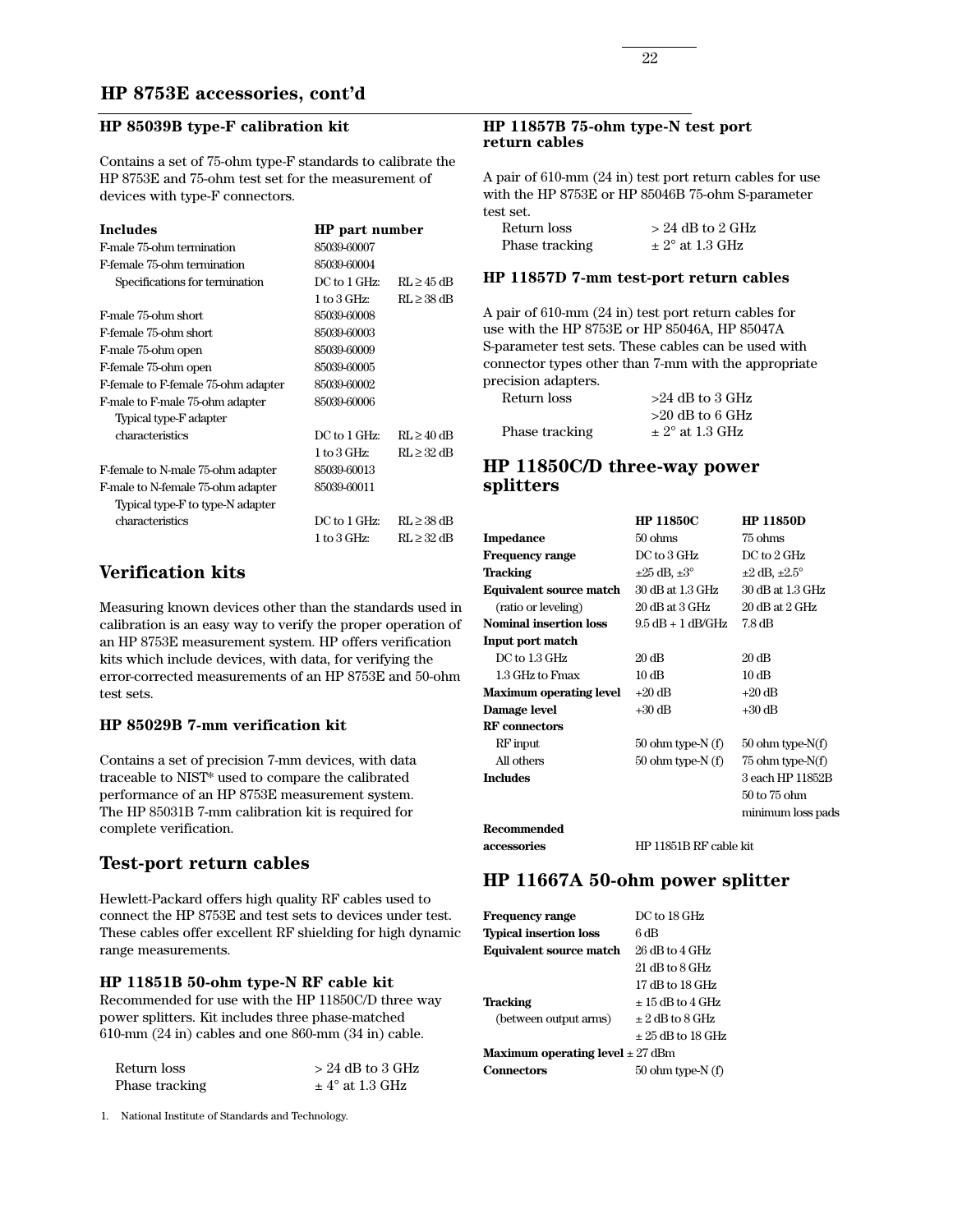## HP 8753E accessories, cont'd

### HP 85039B type-F calibration kit

Contains a set of 75-ohm type-F standards to calibrate the HP 8753E and 75-ohm test set for the measurement of devices with type-F connectors.

| Includes | HP part number | |
|---|---|---|
| F-male 75-ohm termination | 85039-60007 | |
| F-female 75-ohm termination | 85039-60004 | |
| Specifications for termination | DC to 1 GHz: | RL ≥ 45 dB |
| | 1 to 3 GHz: | RL ≥ 38 dB |
| F-male 75-ohm short | 85039-60008 | |
| F-female 75-ohm short | 85039-60003 | |
| F-male 75-ohm open | 85039-60009 | |
| F-female 75-ohm open | 85039-60005 | |
| F-female to F-female 75-ohm adapter | 85039-60002 | |
| F-male to F-male 75-ohm adapter | 85039-60006 | |
| Typical type-F adapter characteristics | DC to 1 GHz: | RL ≥ 40 dB |
| | 1 to 3 GHz: | RL ≥ 32 dB |
| F-female to N-male 75-ohm adapter | 85039-60013 | |
| F-male to N-female 75-ohm adapter | 85039-60011 | |
| Typical type-F to type-N adapter characteristics | DC to 1 GHz: | RL ≥ 38 dB |
| | 1 to 3 GHz: | RL ≥ 32 dB |

## Verification kits

Measuring known devices other than the standards used in calibration is an easy way to verify the proper operation of an HP 8753E measurement system. HP offers verification kits which include devices, with data, for verifying the error-corrected measurements of an HP 8753E and 50-ohm test sets.

### HP 85029B 7-mm verification kit

Contains a set of precision 7-mm devices, with data traceable to NIST* used to compare the calibrated performance of an HP 8753E measurement system. The HP 85031B 7-mm calibration kit is required for complete verification.

## Test-port return cables

Hewlett-Packard offers high quality RF cables used to connect the HP 8753E and test sets to devices under test. These cables offer excellent RF shielding for high dynamic range measurements.

### HP 11851B 50-ohm type-N RF cable kit

Recommended for use with the HP 11850C/D three way power splitters. Kit includes three phase-matched 610-mm (24 in) cables and one 860-mm (34 in) cable.

| | |
|---|---|
| Return loss | > 24 dB to 3 GHz |
| Phase tracking | ± 4° at 1.3 GHz |

1. National Institute of Standards and Technology.

### HP 11857B 75-ohm type-N test port return cables

A pair of 610-mm (24 in) test port return cables for use with the HP 8753E or HP 85046B 75-ohm S-parameter test set.

| | |
|---|---|
| Return loss | > 24 dB to 2 GHz |
| Phase tracking | ± 2° at 1.3 GHz |

### HP 11857D 7-mm test-port return cables

A pair of 610-mm (24 in) test port return cables for use with the HP 8753E or HP 85046A, HP 85047A S-parameter test sets. These cables can be used with connector types other than 7-mm with the appropriate precision adapters.

| | |
|---|---|
| Return loss | >24 dB to 3 GHz |
| | >20 dB to 6 GHz |
| Phase tracking | ± 2° at 1.3 GHz |

## HP 11850C/D three-way power splitters

| | HP 11850C | HP 11850D |
|---|---|---|
| **Impedance** | 50 ohms | 75 ohms |
| **Frequency range** | DC to 3 GHz | DC to 2 GHz |
| **Tracking** | ±25 dB, ±3° | ±2 dB, ±2.5° |
| **Equivalent source match** | 30 dB at 1.3 GHz | 30 dB at 1.3 GHz |
| (ratio or leveling) | 20 dB at 3 GHz | 20 dB at 2 GHz |
| **Nominal insertion loss** | 9.5 dB + 1 dB/GHz | 7.8 dB |
| **Input port match** | | |
| DC to 1.3 GHz | 20 dB | 20 dB |
| 1.3 GHz to Fmax | 10 dB | 10 dB |
| **Maximum operating level** | +20 dB | +20 dB |
| **Damage level** | +30 dB | +30 dB |
| **RF connectors** | | |
| RF input | 50 ohm type-N (f) | 50 ohm type-N(f) |
| All others | 50 ohm type-N (f) | 75 ohm type-N(f) |
| **Includes** | | 3 each HP 11852B 50 to 75 ohm minimum loss pads |
| **Recommended accessories** | HP 11851B RF cable kit | |

## HP 11667A 50-ohm power splitter

| | |
|---|---|
| **Frequency range** | DC to 18 GHz |
| **Typical insertion loss** | 6 dB |
| **Equivalent source match** | 26 dB to 4 GHz |
| | 21 dB to 8 GHz |
| | 17 dB to 18 GHz |
| **Tracking** | ± 15 dB to 4 GHz |
| (between output arms) | ± 2 dB to 8 GHz |
| | ± 25 dB to 18 GHz |
| **Maximum operating level** | ± 27 dBm |
| **Connectors** | 50 ohm type-N (f) |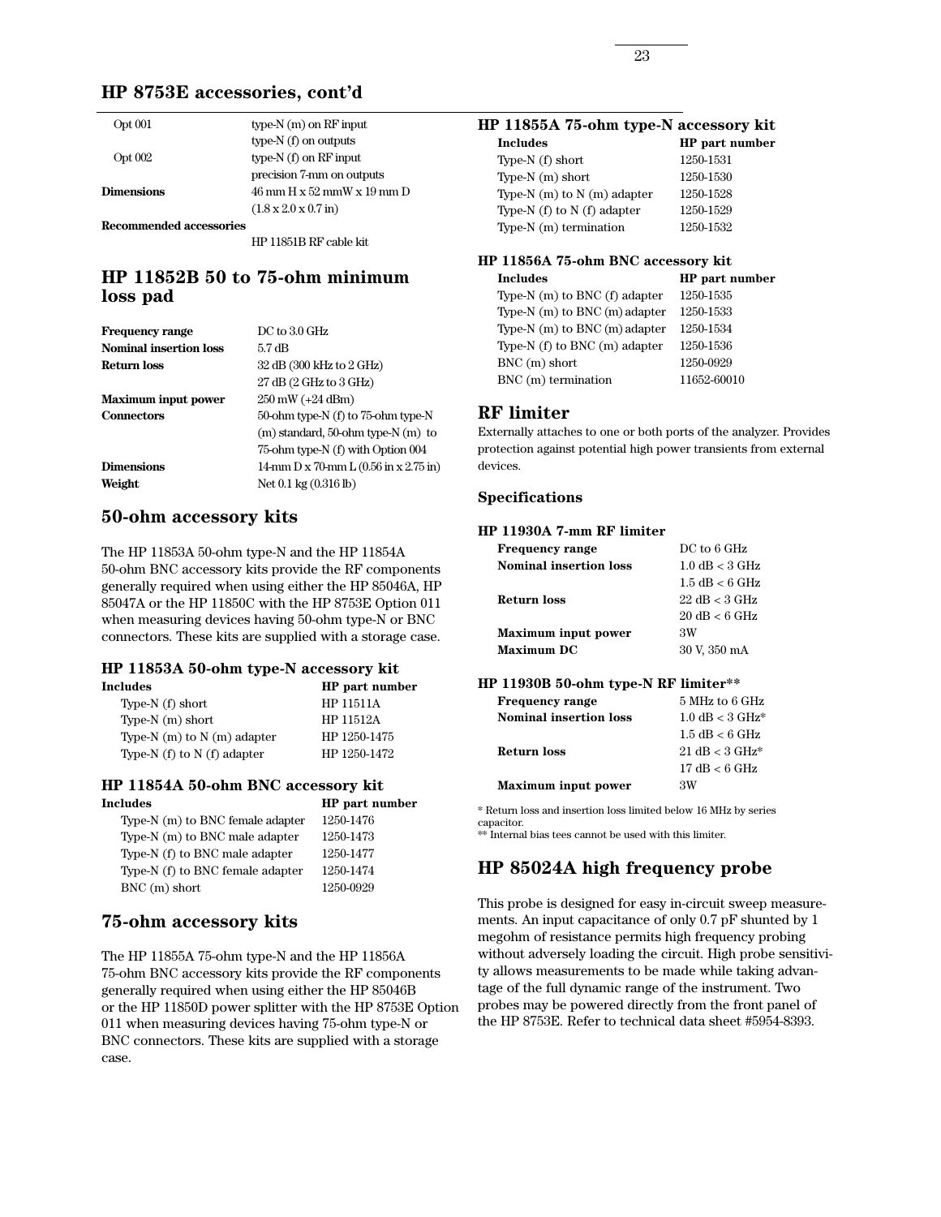## HP 8753E accessories, cont'd

| | |
|---|---|
| Opt 001 | type-N (m) on RF input |
| | type-N (f) on outputs |
| Opt 002 | type-N (f) on RF input |
| | precision 7-mm on outputs |
| **Dimensions** | 46 mm H x 52 mmW x 19 mm D |
| | (1.8 x 2.0 x 0.7 in) |
| **Recommended accessories** | |
| | HP 11851B RF cable kit |

## HP 11852B 50 to 75-ohm minimum loss pad

| | |
|---|---|
| **Frequency range** | DC to 3.0 GHz |
| **Nominal insertion loss** | 5.7 dB |
| **Return loss** | 32 dB (300 kHz to 2 GHz) |
| | 27 dB (2 GHz to 3 GHz) |
| **Maximum input power** | 250 mW (+24 dBm) |
| **Connectors** | 50-ohm type-N (f) to 75-ohm type-N (m) standard, 50-ohm type-N (m) to 75-ohm type-N (f) with Option 004 |
| **Dimensions** | 14-mm D x 70-mm L (0.56 in x 2.75 in) |
| **Weight** | Net 0.1 kg (0.316 lb) |

## 50-ohm accessory kits

The HP 11853A 50-ohm type-N and the HP 11854A 50-ohm BNC accessory kits provide the RF components generally required when using either the HP 85046A, HP 85047A or the HP 11850C with the HP 8753E Option 011 when measuring devices having 50-ohm type-N or BNC connectors. These kits are supplied with a storage case.

### HP 11853A 50-ohm type-N accessory kit

| Includes | HP part number |
|---|---|
| Type-N (f) short | HP 11511A |
| Type-N (m) short | HP 11512A |
| Type-N (m) to N (m) adapter | HP 1250-1475 |
| Type-N (f) to N (f) adapter | HP 1250-1472 |

### HP 11854A 50-ohm BNC accessory kit

| Includes | HP part number |
|---|---|
| Type-N (m) to BNC female adapter | 1250-1476 |
| Type-N (m) to BNC male adapter | 1250-1473 |
| Type-N (f) to BNC male adapter | 1250-1477 |
| Type-N (f) to BNC female adapter | 1250-1474 |
| BNC (m) short | 1250-0929 |

## 75-ohm accessory kits

The HP 11855A 75-ohm type-N and the HP 11856A 75-ohm BNC accessory kits provide the RF components generally required when using either the HP 85046B or the HP 11850D power splitter with the HP 8753E Option 011 when measuring devices having 75-ohm type-N or BNC connectors. These kits are supplied with a storage case.

### HP 11855A 75-ohm type-N accessory kit

| Includes | HP part number |
|---|---|
| Type-N (f) short | 1250-1531 |
| Type-N (m) short | 1250-1530 |
| Type-N (m) to N (m) adapter | 1250-1528 |
| Type-N (f) to N (f) adapter | 1250-1529 |
| Type-N (m) termination | 1250-1532 |

### HP 11856A 75-ohm BNC accessory kit

| Includes | HP part number |
|---|---|
| Type-N (m) to BNC (f) adapter | 1250-1535 |
| Type-N (m) to BNC (m) adapter | 1250-1533 |
| Type-N (m) to BNC (m) adapter | 1250-1534 |
| Type-N (f) to BNC (m) adapter | 1250-1536 |
| BNC (m) short | 1250-0929 |
| BNC (m) termination | 11652-60010 |

## RF limiter

Externally attaches to one or both ports of the analyzer. Provides protection against potential high power transients from external devices.

### Specifications

#### HP 11930A 7-mm RF limiter

| | |
|---|---|
| **Frequency range** | DC to 6 GHz |
| **Nominal insertion loss** | 1.0 dB < 3 GHz |
| | 1.5 dB < 6 GHz |
| **Return loss** | 22 dB < 3 GHz |
| | 20 dB < 6 GHz |
| **Maximum input power** | 3W |
| **Maximum DC** | 30 V, 350 mA |

#### HP 11930B 50-ohm type-N RF limiter**

| | |
|---|---|
| **Frequency range** | 5 MHz to 6 GHz |
| **Nominal insertion loss** | 1.0 dB < 3 GHz* |
| | 1.5 dB < 6 GHz |
| **Return loss** | 21 dB < 3 GHz* |
| | 17 dB < 6 GHz |
| **Maximum input power** | 3W |

\* Return loss and insertion loss limited below 16 MHz by series capacitor.
** Internal bias tees cannot be used with this limiter.

## HP 85024A high frequency probe

This probe is designed for easy in-circuit sweep measurements. An input capacitance of only 0.7 pF shunted by 1 megohm of resistance permits high frequency probing without adversely loading the circuit. High probe sensitivity allows measurements to be made while taking advantage of the full dynamic range of the instrument. Two probes may be powered directly from the front panel of the HP 8753E. Refer to technical data sheet #5954-8393.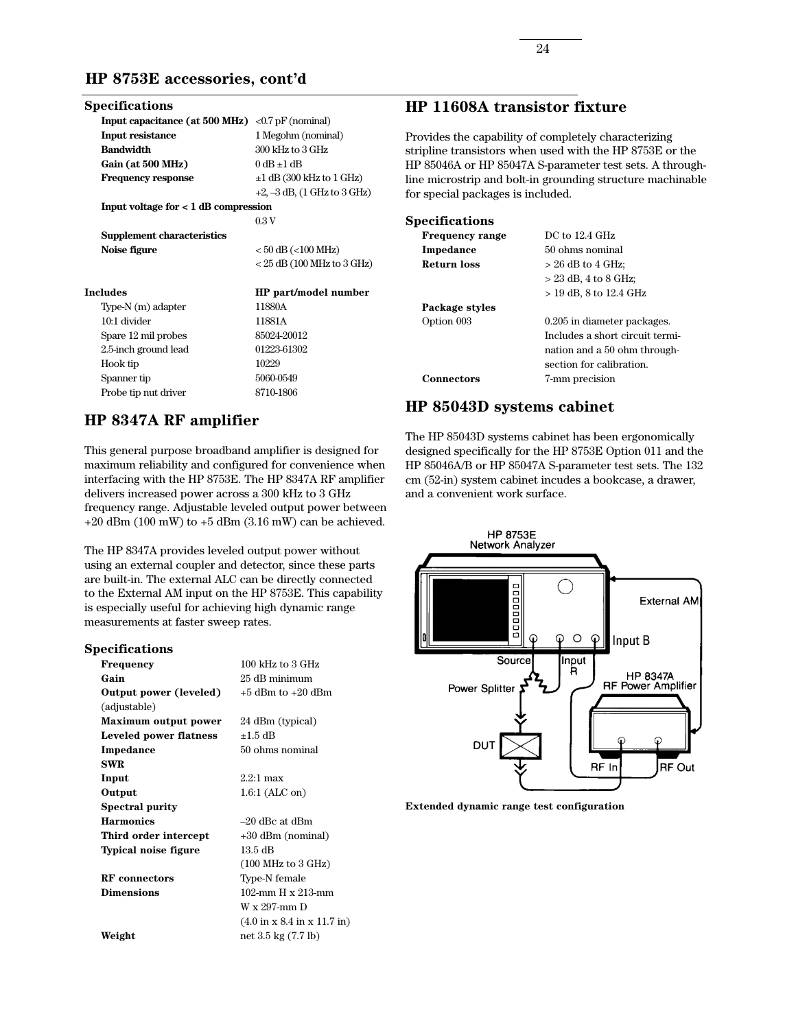## HP 8753E accessories, cont'd

### Specifications

| | |
|---|---|
| **Input capacitance (at 500 MHz)** | <0.7 pF (nominal) |
| **Input resistance** | 1 Megohm (nominal) |
| **Bandwidth** | 300 kHz to 3 GHz |
| **Gain (at 500 MHz)** | 0 dB ±1 dB |
| **Frequency response** | ±1 dB (300 kHz to 1 GHz) |
| | +2, –3 dB, (1 GHz to 3 GHz) |
| **Input voltage for < 1 dB compression** | 0.3 V |
| **Supplement characteristics** | |
| **Noise figure** | < 50 dB (<100 MHz) |
| | < 25 dB (100 MHz to 3 GHz) |

| **Includes** | **HP part/model number** |
|---|---|
| Type-N (m) adapter | 11880A |
| 10:1 divider | 11881A |
| Spare 12 mil probes | 85024-20012 |
| 2.5-inch ground lead | 01223-61302 |
| Hook tip | 10229 |
| Spanner tip | 5060-0549 |
| Probe tip nut driver | 8710-1806 |

## HP 8347A RF amplifier

This general purpose broadband amplifier is designed for maximum reliability and configured for convenience when interfacing with the HP 8753E. The HP 8347A RF amplifier delivers increased power across a 300 kHz to 3 GHz frequency range. Adjustable leveled output power between +20 dBm (100 mW) to +5 dBm (3.16 mW) can be achieved.

The HP 8347A provides leveled output power without using an external coupler and detector, since these parts are built-in. The external ALC can be directly connected to the External AM input on the HP 8753E. This capability is especially useful for achieving high dynamic range measurements at faster sweep rates.

### Specifications

| | |
|---|---|
| **Frequency** | 100 kHz to 3 GHz |
| **Gain** | 25 dB minimum |
| **Output power (leveled)** (adjustable) | +5 dBm to +20 dBm |
| **Maximum output power** | 24 dBm (typical) |
| **Leveled power flatness** | ±1.5 dB |
| **Impedance** | 50 ohms nominal |
| **SWR** | |
| **Input** | 2.2:1 max |
| **Output** | 1.6:1 (ALC on) |
| **Spectral purity** | |
| **Harmonics** | –20 dBc at dBm |
| **Third order intercept** | +30 dBm (nominal) |
| **Typical noise figure** | 13.5 dB (100 MHz to 3 GHz) |
| **RF connectors** | Type-N female |
| **Dimensions** | 102-mm H x 213-mm W x 297-mm D (4.0 in x 8.4 in x 11.7 in) |
| **Weight** | net 3.5 kg (7.7 lb) |

## HP 11608A transistor fixture

Provides the capability of completely characterizing stripline transistors when used with the HP 8753E or the HP 85046A or HP 85047A S-parameter test sets. A through-line microstrip and bolt-in grounding structure machinable for special packages is included.

### Specifications

| | |
|---|---|
| **Frequency range** | DC to 12.4 GHz |
| **Impedance** | 50 ohms nominal |
| **Return loss** | > 26 dB to 4 GHz; |
| | > 23 dB, 4 to 8 GHz; |
| | > 19 dB, 8 to 12.4 GHz |
| **Package styles** | |
| Option 003 | 0.205 in diameter packages. Includes a short circuit termination and a 50 ohm through-section for calibration. |
| **Connectors** | 7-mm precision |

## HP 85043D systems cabinet

The HP 85043D systems cabinet has been ergonomically designed specifically for the HP 8753E Option 011 and the HP 85046A/B or HP 85047A S-parameter test sets. The 132 cm (52-in) system cabinet incudes a bookcase, a drawer, and a convenient work surface.

HP 8753E
Network Analyzer
External AM
Input B
Source
Input R
Power Splitter
HP 8347A
RF Power Amplifier
DUT
RF In
RF Out

**Extended dynamic range test configuration**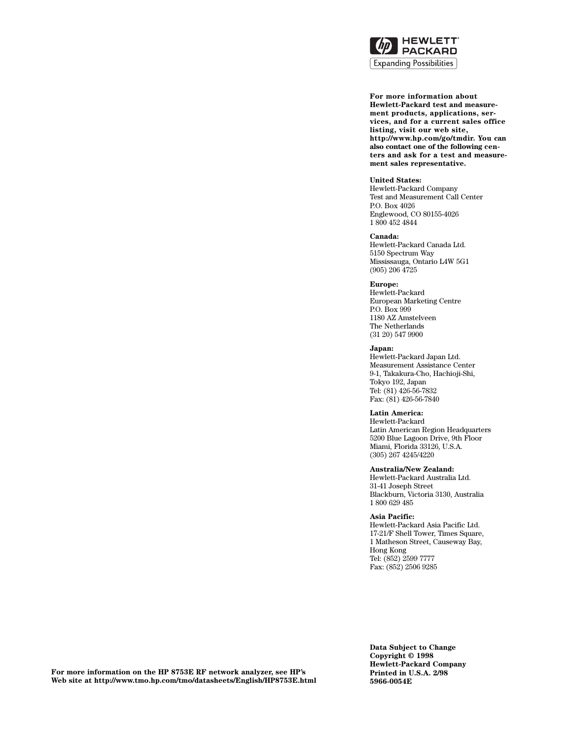HEWLETT PACKARD

Expanding Possibilities

**For more information about Hewlett-Packard test and measurement products, applications, services, and for a current sales office listing, visit our web site, http://www.hp.com/go/tmdir. You can also contact one of the following centers and ask for a test and measurement sales representative.**

**United States:**
Hewlett-Packard Company
Test and Measurement Call Center
P.O. Box 4026
Englewood, CO 80155-4026
1 800 452 4844

**Canada:**
Hewlett-Packard Canada Ltd.
5150 Spectrum Way
Mississauga, Ontario L4W 5G1
(905) 206 4725

**Europe:**
Hewlett-Packard
European Marketing Centre
P.O. Box 999
1180 AZ Amstelveen
The Netherlands
(31 20) 547 9900

**Japan:**
Hewlett-Packard Japan Ltd.
Measurement Assistance Center
9-1, Takakura-Cho, Hachioji-Shi,
Tokyo 192, Japan
Tel: (81) 426-56-7832
Fax: (81) 426-56-7840

**Latin America:**
Hewlett-Packard
Latin American Region Headquarters
5200 Blue Lagoon Drive, 9th Floor
Miami, Florida 33126, U.S.A.
(305) 267 4245/4220

**Australia/New Zealand:**
Hewlett-Packard Australia Ltd.
31-41 Joseph Street
Blackburn, Victoria 3130, Australia
1 800 629 485

**Asia Pacific:**
Hewlett-Packard Asia Pacific Ltd.
17-21/F Shell Tower, Times Square,
1 Matheson Street, Causeway Bay,
Hong Kong
Tel: (852) 2599 7777
Fax: (852) 2506 9285

**For more information on the HP 8753E RF network analyzer, see HP's Web site at http://www.tmo.hp.com/tmo/datasheets/English/HP8753E.html**

**Data Subject to Change**
**Copyright © 1998**
**Hewlett-Packard Company**
**Printed in U.S.A. 2/98**
**5966-0054E**